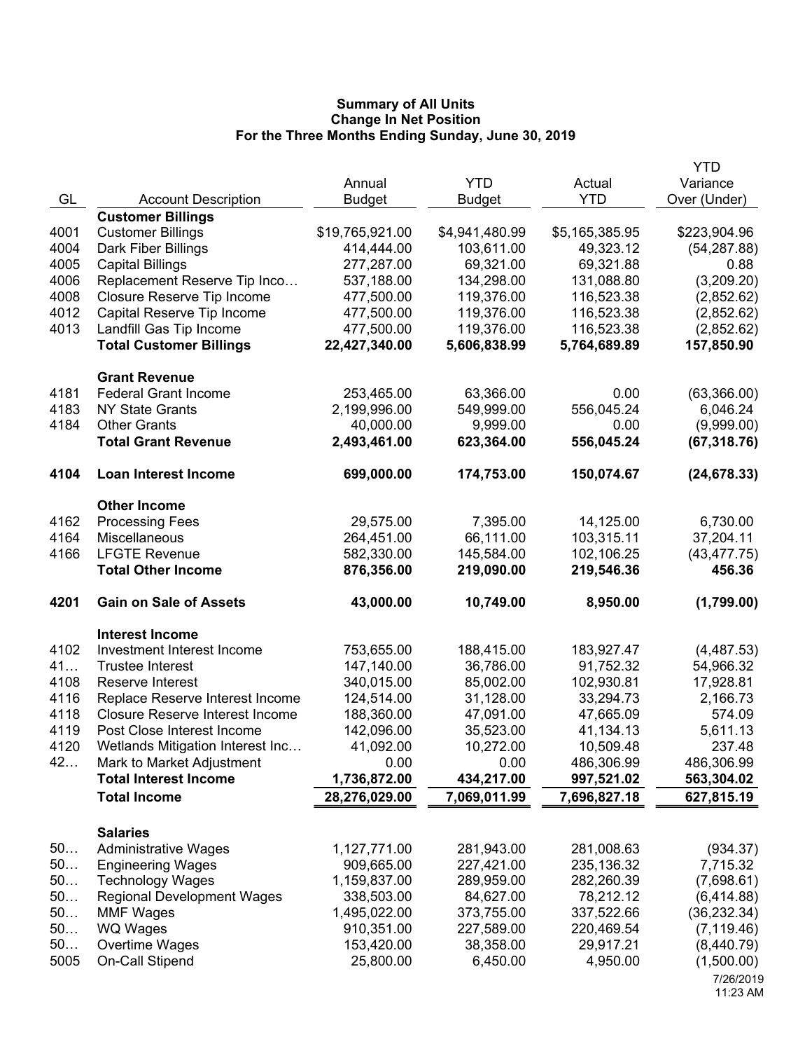# Summary of All Units
## Change In Net Position
### For the Three Months Ending Sunday, June 30, 2019

| GL | Account Description | Annual Budget | YTD Budget | Actual YTD | YTD Variance Over (Under) |
|---|---|---|---|---|---|
| | **Customer Billings** | | | | |
| 4001 | Customer Billings | $19,765,921.00 | $4,941,480.99 | $5,165,385.95 | $223,904.96 |
| 4004 | Dark Fiber Billings | 414,444.00 | 103,611.00 | 49,323.12 | (54,287.88) |
| 4005 | Capital Billings | 277,287.00 | 69,321.00 | 69,321.88 | 0.88 |
| 4006 | Replacement Reserve Tip Inco… | 537,188.00 | 134,298.00 | 131,088.80 | (3,209.20) |
| 4008 | Closure Reserve Tip Income | 477,500.00 | 119,376.00 | 116,523.38 | (2,852.62) |
| 4012 | Capital Reserve Tip Income | 477,500.00 | 119,376.00 | 116,523.38 | (2,852.62) |
| 4013 | Landfill Gas Tip Income | 477,500.00 | 119,376.00 | 116,523.38 | (2,852.62) |
| | **Total Customer Billings** | **22,427,340.00** | **5,606,838.99** | **5,764,689.89** | **157,850.90** |
| | **Grant Revenue** | | | | |
| 4181 | Federal Grant Income | 253,465.00 | 63,366.00 | 0.00 | (63,366.00) |
| 4183 | NY State Grants | 2,199,996.00 | 549,999.00 | 556,045.24 | 6,046.24 |
| 4184 | Other Grants | 40,000.00 | 9,999.00 | 0.00 | (9,999.00) |
| | **Total Grant Revenue** | **2,493,461.00** | **623,364.00** | **556,045.24** | **(67,318.76)** |
| **4104** | **Loan Interest Income** | **699,000.00** | **174,753.00** | **150,074.67** | **(24,678.33)** |
| | **Other Income** | | | | |
| 4162 | Processing Fees | 29,575.00 | 7,395.00 | 14,125.00 | 6,730.00 |
| 4164 | Miscellaneous | 264,451.00 | 66,111.00 | 103,315.11 | 37,204.11 |
| 4166 | LFGTE Revenue | 582,330.00 | 145,584.00 | 102,106.25 | (43,477.75) |
| | **Total Other Income** | **876,356.00** | **219,090.00** | **219,546.36** | **456.36** |
| **4201** | **Gain on Sale of Assets** | **43,000.00** | **10,749.00** | **8,950.00** | **(1,799.00)** |
| | **Interest Income** | | | | |
| 4102 | Investment Interest Income | 753,655.00 | 188,415.00 | 183,927.47 | (4,487.53) |
| 41… | Trustee Interest | 147,140.00 | 36,786.00 | 91,752.32 | 54,966.32 |
| 4108 | Reserve Interest | 340,015.00 | 85,002.00 | 102,930.81 | 17,928.81 |
| 4116 | Replace Reserve Interest Income | 124,514.00 | 31,128.00 | 33,294.73 | 2,166.73 |
| 4118 | Closure Reserve Interest Income | 188,360.00 | 47,091.00 | 47,665.09 | 574.09 |
| 4119 | Post Close Interest Income | 142,096.00 | 35,523.00 | 41,134.13 | 5,611.13 |
| 4120 | Wetlands Mitigation Interest Inc… | 41,092.00 | 10,272.00 | 10,509.48 | 237.48 |
| 42… | Mark to Market Adjustment | 0.00 | 0.00 | 486,306.99 | 486,306.99 |
| | **Total Interest Income** | **1,736,872.00** | **434,217.00** | **997,521.02** | **563,304.02** |
| | **Total Income** | **28,276,029.00** | **7,069,011.99** | **7,696,827.18** | **627,815.19** |
| | **Salaries** | | | | |
| 50… | Administrative Wages | 1,127,771.00 | 281,943.00 | 281,008.63 | (934.37) |
| 50… | Engineering Wages | 909,665.00 | 227,421.00 | 235,136.32 | 7,715.32 |
| 50… | Technology Wages | 1,159,837.00 | 289,959.00 | 282,260.39 | (7,698.61) |
| 50… | Regional Development Wages | 338,503.00 | 84,627.00 | 78,212.12 | (6,414.88) |
| 50… | MMF Wages | 1,495,022.00 | 373,755.00 | 337,522.66 | (36,232.34) |
| 50… | WQ Wages | 910,351.00 | 227,589.00 | 220,469.54 | (7,119.46) |
| 50… | Overtime Wages | 153,420.00 | 38,358.00 | 29,917.21 | (8,440.79) |
| 5005 | On-Call Stipend | 25,800.00 | 6,450.00 | 4,950.00 | (1,500.00) |

7/26/2019
11:23 AM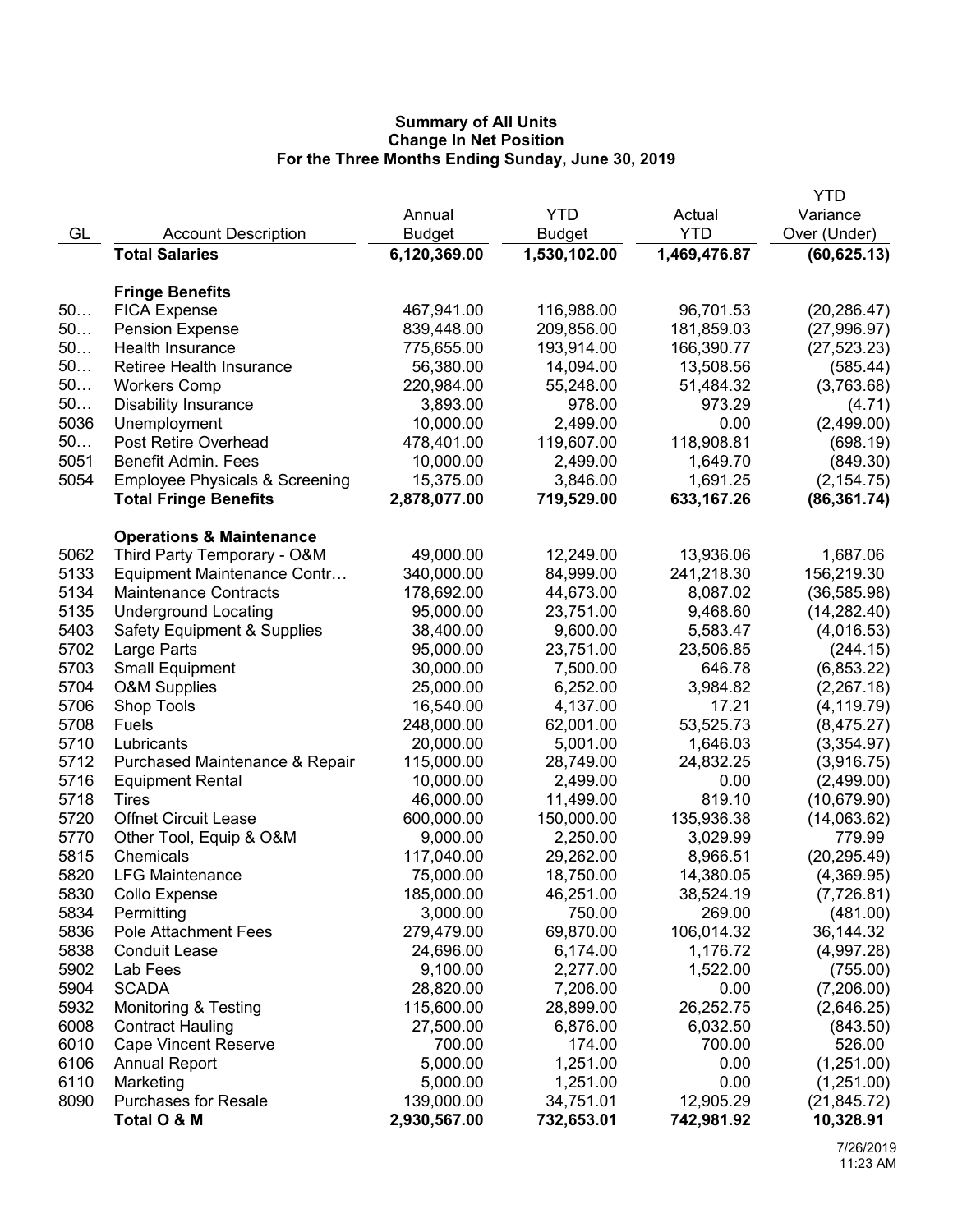**Summary of All Units**
**Change In Net Position**
**For the Three Months Ending Sunday, June 30, 2019**

| GL | Account Description | Annual Budget | YTD Budget | Actual YTD | YTD Variance Over (Under) |
|---|---|---|---|---|---|
| | **Total Salaries** | **6,120,369.00** | **1,530,102.00** | **1,469,476.87** | **(60,625.13)** |
| | **Fringe Benefits** | | | | |
| 50… | FICA Expense | 467,941.00 | 116,988.00 | 96,701.53 | (20,286.47) |
| 50… | Pension Expense | 839,448.00 | 209,856.00 | 181,859.03 | (27,996.97) |
| 50… | Health Insurance | 775,655.00 | 193,914.00 | 166,390.77 | (27,523.23) |
| 50… | Retiree Health Insurance | 56,380.00 | 14,094.00 | 13,508.56 | (585.44) |
| 50… | Workers Comp | 220,984.00 | 55,248.00 | 51,484.32 | (3,763.68) |
| 50… | Disability Insurance | 3,893.00 | 978.00 | 973.29 | (4.71) |
| 5036 | Unemployment | 10,000.00 | 2,499.00 | 0.00 | (2,499.00) |
| 50… | Post Retire Overhead | 478,401.00 | 119,607.00 | 118,908.81 | (698.19) |
| 5051 | Benefit Admin. Fees | 10,000.00 | 2,499.00 | 1,649.70 | (849.30) |
| 5054 | Employee Physicals & Screening | 15,375.00 | 3,846.00 | 1,691.25 | (2,154.75) |
| | **Total Fringe Benefits** | **2,878,077.00** | **719,529.00** | **633,167.26** | **(86,361.74)** |
| | **Operations & Maintenance** | | | | |
| 5062 | Third Party Temporary - O&M | 49,000.00 | 12,249.00 | 13,936.06 | 1,687.06 |
| 5133 | Equipment Maintenance Contr… | 340,000.00 | 84,999.00 | 241,218.30 | 156,219.30 |
| 5134 | Maintenance Contracts | 178,692.00 | 44,673.00 | 8,087.02 | (36,585.98) |
| 5135 | Underground Locating | 95,000.00 | 23,751.00 | 9,468.60 | (14,282.40) |
| 5403 | Safety Equipment & Supplies | 38,400.00 | 9,600.00 | 5,583.47 | (4,016.53) |
| 5702 | Large Parts | 95,000.00 | 23,751.00 | 23,506.85 | (244.15) |
| 5703 | Small Equipment | 30,000.00 | 7,500.00 | 646.78 | (6,853.22) |
| 5704 | O&M Supplies | 25,000.00 | 6,252.00 | 3,984.82 | (2,267.18) |
| 5706 | Shop Tools | 16,540.00 | 4,137.00 | 17.21 | (4,119.79) |
| 5708 | Fuels | 248,000.00 | 62,001.00 | 53,525.73 | (8,475.27) |
| 5710 | Lubricants | 20,000.00 | 5,001.00 | 1,646.03 | (3,354.97) |
| 5712 | Purchased Maintenance & Repair | 115,000.00 | 28,749.00 | 24,832.25 | (3,916.75) |
| 5716 | Equipment Rental | 10,000.00 | 2,499.00 | 0.00 | (2,499.00) |
| 5718 | Tires | 46,000.00 | 11,499.00 | 819.10 | (10,679.90) |
| 5720 | Offnet Circuit Lease | 600,000.00 | 150,000.00 | 135,936.38 | (14,063.62) |
| 5770 | Other Tool, Equip & O&M | 9,000.00 | 2,250.00 | 3,029.99 | 779.99 |
| 5815 | Chemicals | 117,040.00 | 29,262.00 | 8,966.51 | (20,295.49) |
| 5820 | LFG Maintenance | 75,000.00 | 18,750.00 | 14,380.05 | (4,369.95) |
| 5830 | Collo Expense | 185,000.00 | 46,251.00 | 38,524.19 | (7,726.81) |
| 5834 | Permitting | 3,000.00 | 750.00 | 269.00 | (481.00) |
| 5836 | Pole Attachment Fees | 279,479.00 | 69,870.00 | 106,014.32 | 36,144.32 |
| 5838 | Conduit Lease | 24,696.00 | 6,174.00 | 1,176.72 | (4,997.28) |
| 5902 | Lab Fees | 9,100.00 | 2,277.00 | 1,522.00 | (755.00) |
| 5904 | SCADA | 28,820.00 | 7,206.00 | 0.00 | (7,206.00) |
| 5932 | Monitoring & Testing | 115,600.00 | 28,899.00 | 26,252.75 | (2,646.25) |
| 6008 | Contract Hauling | 27,500.00 | 6,876.00 | 6,032.50 | (843.50) |
| 6010 | Cape Vincent Reserve | 700.00 | 174.00 | 700.00 | 526.00 |
| 6106 | Annual Report | 5,000.00 | 1,251.00 | 0.00 | (1,251.00) |
| 6110 | Marketing | 5,000.00 | 1,251.00 | 0.00 | (1,251.00) |
| 8090 | Purchases for Resale | 139,000.00 | 34,751.01 | 12,905.29 | (21,845.72) |
| | **Total O & M** | **2,930,567.00** | **732,653.01** | **742,981.92** | **10,328.91** |

7/26/2019
11:23 AM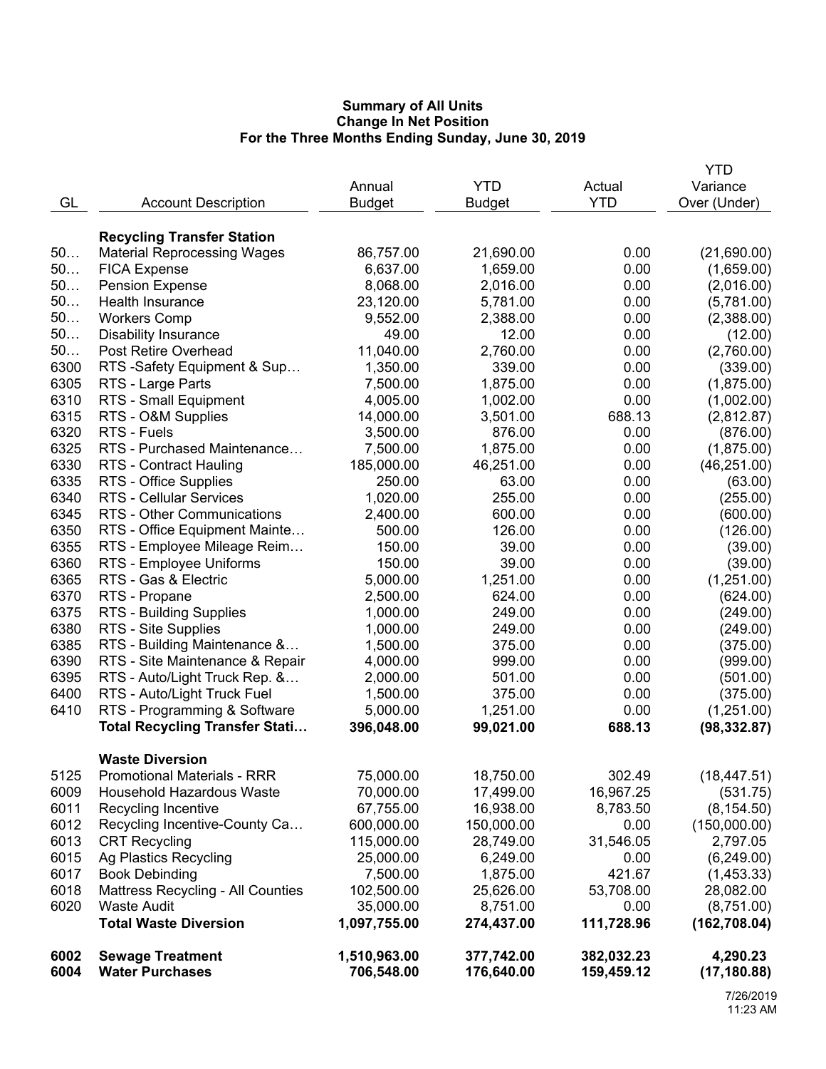**Summary of All Units**
**Change In Net Position**
**For the Three Months Ending Sunday, June 30, 2019**

| GL | Account Description | Annual Budget | YTD Budget | Actual YTD | YTD Variance Over (Under) |
|---|---|---|---|---|---|
| | **Recycling Transfer Station** | | | | |
| 50… | Material Reprocessing Wages | 86,757.00 | 21,690.00 | 0.00 | (21,690.00) |
| 50… | FICA Expense | 6,637.00 | 1,659.00 | 0.00 | (1,659.00) |
| 50… | Pension Expense | 8,068.00 | 2,016.00 | 0.00 | (2,016.00) |
| 50… | Health Insurance | 23,120.00 | 5,781.00 | 0.00 | (5,781.00) |
| 50… | Workers Comp | 9,552.00 | 2,388.00 | 0.00 | (2,388.00) |
| 50… | Disability Insurance | 49.00 | 12.00 | 0.00 | (12.00) |
| 50… | Post Retire Overhead | 11,040.00 | 2,760.00 | 0.00 | (2,760.00) |
| 6300 | RTS -Safety Equipment & Sup… | 1,350.00 | 339.00 | 0.00 | (339.00) |
| 6305 | RTS - Large Parts | 7,500.00 | 1,875.00 | 0.00 | (1,875.00) |
| 6310 | RTS - Small Equipment | 4,005.00 | 1,002.00 | 0.00 | (1,002.00) |
| 6315 | RTS - O&M Supplies | 14,000.00 | 3,501.00 | 688.13 | (2,812.87) |
| 6320 | RTS - Fuels | 3,500.00 | 876.00 | 0.00 | (876.00) |
| 6325 | RTS - Purchased Maintenance… | 7,500.00 | 1,875.00 | 0.00 | (1,875.00) |
| 6330 | RTS - Contract Hauling | 185,000.00 | 46,251.00 | 0.00 | (46,251.00) |
| 6335 | RTS - Office Supplies | 250.00 | 63.00 | 0.00 | (63.00) |
| 6340 | RTS - Cellular Services | 1,020.00 | 255.00 | 0.00 | (255.00) |
| 6345 | RTS - Other Communications | 2,400.00 | 600.00 | 0.00 | (600.00) |
| 6350 | RTS - Office Equipment Mainte… | 500.00 | 126.00 | 0.00 | (126.00) |
| 6355 | RTS - Employee Mileage Reim… | 150.00 | 39.00 | 0.00 | (39.00) |
| 6360 | RTS - Employee Uniforms | 150.00 | 39.00 | 0.00 | (39.00) |
| 6365 | RTS - Gas & Electric | 5,000.00 | 1,251.00 | 0.00 | (1,251.00) |
| 6370 | RTS - Propane | 2,500.00 | 624.00 | 0.00 | (624.00) |
| 6375 | RTS - Building Supplies | 1,000.00 | 249.00 | 0.00 | (249.00) |
| 6380 | RTS - Site Supplies | 1,000.00 | 249.00 | 0.00 | (249.00) |
| 6385 | RTS - Building Maintenance &… | 1,500.00 | 375.00 | 0.00 | (375.00) |
| 6390 | RTS - Site Maintenance & Repair | 4,000.00 | 999.00 | 0.00 | (999.00) |
| 6395 | RTS - Auto/Light Truck Rep. &… | 2,000.00 | 501.00 | 0.00 | (501.00) |
| 6400 | RTS - Auto/Light Truck Fuel | 1,500.00 | 375.00 | 0.00 | (375.00) |
| 6410 | RTS - Programming & Software | 5,000.00 | 1,251.00 | 0.00 | (1,251.00) |
| | **Total Recycling Transfer Stati…** | **396,048.00** | **99,021.00** | **688.13** | **(98,332.87)** |
| | **Waste Diversion** | | | | |
| 5125 | Promotional Materials - RRR | 75,000.00 | 18,750.00 | 302.49 | (18,447.51) |
| 6009 | Household Hazardous Waste | 70,000.00 | 17,499.00 | 16,967.25 | (531.75) |
| 6011 | Recycling Incentive | 67,755.00 | 16,938.00 | 8,783.50 | (8,154.50) |
| 6012 | Recycling Incentive-County Ca… | 600,000.00 | 150,000.00 | 0.00 | (150,000.00) |
| 6013 | CRT Recycling | 115,000.00 | 28,749.00 | 31,546.05 | 2,797.05 |
| 6015 | Ag Plastics Recycling | 25,000.00 | 6,249.00 | 0.00 | (6,249.00) |
| 6017 | Book Debinding | 7,500.00 | 1,875.00 | 421.67 | (1,453.33) |
| 6018 | Mattress Recycling - All Counties | 102,500.00 | 25,626.00 | 53,708.00 | 28,082.00 |
| 6020 | Waste Audit | 35,000.00 | 8,751.00 | 0.00 | (8,751.00) |
| | **Total Waste Diversion** | **1,097,755.00** | **274,437.00** | **111,728.96** | **(162,708.04)** |
| **6002** | **Sewage Treatment** | **1,510,963.00** | **377,742.00** | **382,032.23** | **4,290.23** |
| **6004** | **Water Purchases** | **706,548.00** | **176,640.00** | **159,459.12** | **(17,180.88)** |

7/26/2019
11:23 AM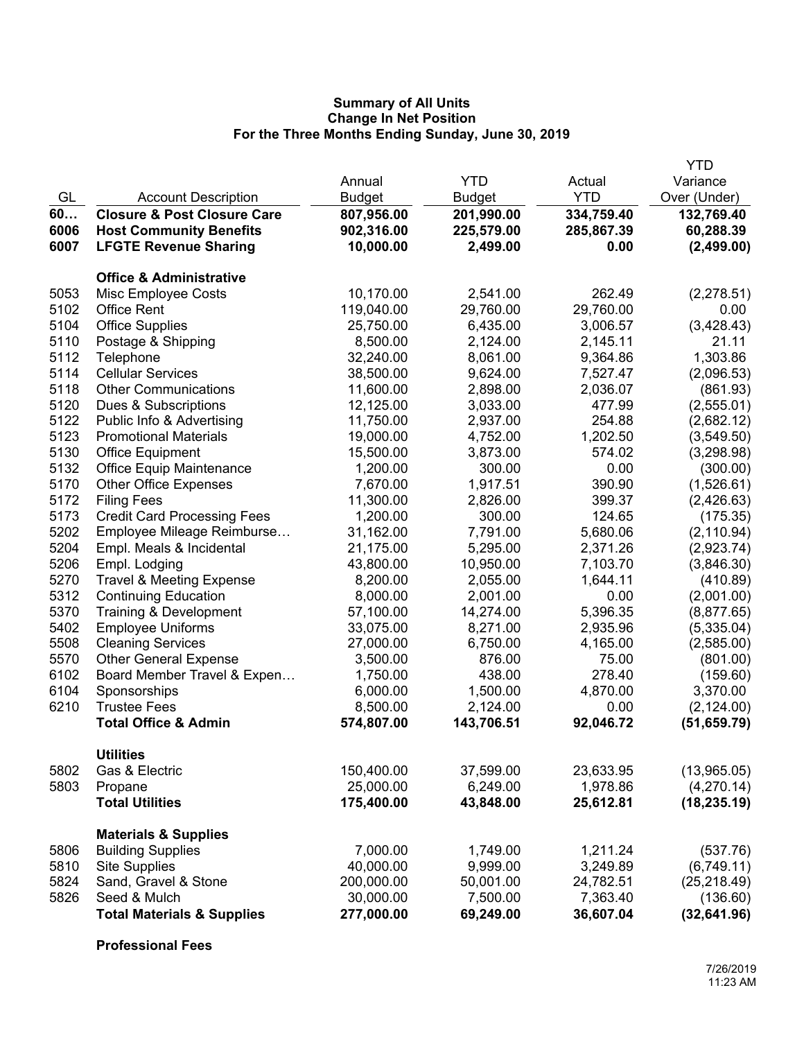**Summary of All Units**
**Change In Net Position**
**For the Three Months Ending Sunday, June 30, 2019**

| GL | Account Description | Annual Budget | YTD Budget | Actual YTD | YTD Variance Over (Under) |
|---|---|---|---|---|---|
| **60…** | **Closure & Post Closure Care** | **807,956.00** | **201,990.00** | **334,759.40** | **132,769.40** |
| **6006** | **Host Community Benefits** | **902,316.00** | **225,579.00** | **285,867.39** | **60,288.39** |
| **6007** | **LFGTE Revenue Sharing** | **10,000.00** | **2,499.00** | **0.00** | **(2,499.00)** |
| | **Office & Administrative** | | | | |
| 5053 | Misc Employee Costs | 10,170.00 | 2,541.00 | 262.49 | (2,278.51) |
| 5102 | Office Rent | 119,040.00 | 29,760.00 | 29,760.00 | 0.00 |
| 5104 | Office Supplies | 25,750.00 | 6,435.00 | 3,006.57 | (3,428.43) |
| 5110 | Postage & Shipping | 8,500.00 | 2,124.00 | 2,145.11 | 21.11 |
| 5112 | Telephone | 32,240.00 | 8,061.00 | 9,364.86 | 1,303.86 |
| 5114 | Cellular Services | 38,500.00 | 9,624.00 | 7,527.47 | (2,096.53) |
| 5118 | Other Communications | 11,600.00 | 2,898.00 | 2,036.07 | (861.93) |
| 5120 | Dues & Subscriptions | 12,125.00 | 3,033.00 | 477.99 | (2,555.01) |
| 5122 | Public Info & Advertising | 11,750.00 | 2,937.00 | 254.88 | (2,682.12) |
| 5123 | Promotional Materials | 19,000.00 | 4,752.00 | 1,202.50 | (3,549.50) |
| 5130 | Office Equipment | 15,500.00 | 3,873.00 | 574.02 | (3,298.98) |
| 5132 | Office Equip Maintenance | 1,200.00 | 300.00 | 0.00 | (300.00) |
| 5170 | Other Office Expenses | 7,670.00 | 1,917.51 | 390.90 | (1,526.61) |
| 5172 | Filing Fees | 11,300.00 | 2,826.00 | 399.37 | (2,426.63) |
| 5173 | Credit Card Processing Fees | 1,200.00 | 300.00 | 124.65 | (175.35) |
| 5202 | Employee Mileage Reimburse… | 31,162.00 | 7,791.00 | 5,680.06 | (2,110.94) |
| 5204 | Empl. Meals & Incidental | 21,175.00 | 5,295.00 | 2,371.26 | (2,923.74) |
| 5206 | Empl. Lodging | 43,800.00 | 10,950.00 | 7,103.70 | (3,846.30) |
| 5270 | Travel & Meeting Expense | 8,200.00 | 2,055.00 | 1,644.11 | (410.89) |
| 5312 | Continuing Education | 8,000.00 | 2,001.00 | 0.00 | (2,001.00) |
| 5370 | Training & Development | 57,100.00 | 14,274.00 | 5,396.35 | (8,877.65) |
| 5402 | Employee Uniforms | 33,075.00 | 8,271.00 | 2,935.96 | (5,335.04) |
| 5508 | Cleaning Services | 27,000.00 | 6,750.00 | 4,165.00 | (2,585.00) |
| 5570 | Other General Expense | 3,500.00 | 876.00 | 75.00 | (801.00) |
| 6102 | Board Member Travel & Expen… | 1,750.00 | 438.00 | 278.40 | (159.60) |
| 6104 | Sponsorships | 6,000.00 | 1,500.00 | 4,870.00 | 3,370.00 |
| 6210 | Trustee Fees | 8,500.00 | 2,124.00 | 0.00 | (2,124.00) |
| | **Total Office & Admin** | **574,807.00** | **143,706.51** | **92,046.72** | **(51,659.79)** |
| | **Utilities** | | | | |
| 5802 | Gas & Electric | 150,400.00 | 37,599.00 | 23,633.95 | (13,965.05) |
| 5803 | Propane | 25,000.00 | 6,249.00 | 1,978.86 | (4,270.14) |
| | **Total Utilities** | **175,400.00** | **43,848.00** | **25,612.81** | **(18,235.19)** |
| | **Materials & Supplies** | | | | |
| 5806 | Building Supplies | 7,000.00 | 1,749.00 | 1,211.24 | (537.76) |
| 5810 | Site Supplies | 40,000.00 | 9,999.00 | 3,249.89 | (6,749.11) |
| 5824 | Sand, Gravel & Stone | 200,000.00 | 50,001.00 | 24,782.51 | (25,218.49) |
| 5826 | Seed & Mulch | 30,000.00 | 7,500.00 | 7,363.40 | (136.60) |
| | **Total Materials & Supplies** | **277,000.00** | **69,249.00** | **36,607.04** | **(32,641.96)** |
| | **Professional Fees** | | | | |

7/26/2019
11:23 AM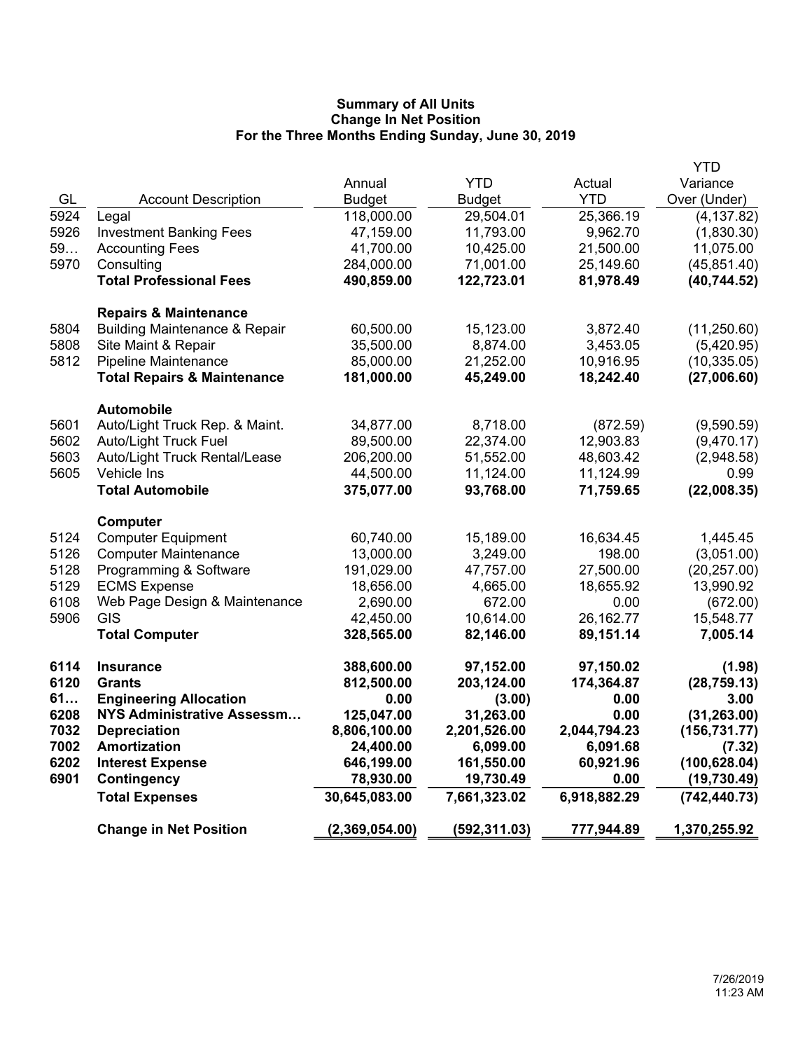**Summary of All Units**
**Change In Net Position**
**For the Three Months Ending Sunday, June 30, 2019**

| GL | Account Description | Annual Budget | YTD Budget | Actual YTD | YTD Variance Over (Under) |
|---|---|---|---|---|---|
| 5924 | Legal | 118,000.00 | 29,504.01 | 25,366.19 | (4,137.82) |
| 5926 | Investment Banking Fees | 47,159.00 | 11,793.00 | 9,962.70 | (1,830.30) |
| 59… | Accounting Fees | 41,700.00 | 10,425.00 | 21,500.00 | 11,075.00 |
| 5970 | Consulting | 284,000.00 | 71,001.00 | 25,149.60 | (45,851.40) |
| | **Total Professional Fees** | **490,859.00** | **122,723.01** | **81,978.49** | **(40,744.52)** |
| | **Repairs & Maintenance** | | | | |
| 5804 | Building Maintenance & Repair | 60,500.00 | 15,123.00 | 3,872.40 | (11,250.60) |
| 5808 | Site Maint & Repair | 35,500.00 | 8,874.00 | 3,453.05 | (5,420.95) |
| 5812 | Pipeline Maintenance | 85,000.00 | 21,252.00 | 10,916.95 | (10,335.05) |
| | **Total Repairs & Maintenance** | **181,000.00** | **45,249.00** | **18,242.40** | **(27,006.60)** |
| | **Automobile** | | | | |
| 5601 | Auto/Light Truck Rep. & Maint. | 34,877.00 | 8,718.00 | (872.59) | (9,590.59) |
| 5602 | Auto/Light Truck Fuel | 89,500.00 | 22,374.00 | 12,903.83 | (9,470.17) |
| 5603 | Auto/Light Truck Rental/Lease | 206,200.00 | 51,552.00 | 48,603.42 | (2,948.58) |
| 5605 | Vehicle Ins | 44,500.00 | 11,124.00 | 11,124.99 | 0.99 |
| | **Total Automobile** | **375,077.00** | **93,768.00** | **71,759.65** | **(22,008.35)** |
| | **Computer** | | | | |
| 5124 | Computer Equipment | 60,740.00 | 15,189.00 | 16,634.45 | 1,445.45 |
| 5126 | Computer Maintenance | 13,000.00 | 3,249.00 | 198.00 | (3,051.00) |
| 5128 | Programming & Software | 191,029.00 | 47,757.00 | 27,500.00 | (20,257.00) |
| 5129 | ECMS Expense | 18,656.00 | 4,665.00 | 18,655.92 | 13,990.92 |
| 6108 | Web Page Design & Maintenance | 2,690.00 | 672.00 | 0.00 | (672.00) |
| 5906 | GIS | 42,450.00 | 10,614.00 | 26,162.77 | 15,548.77 |
| | **Total Computer** | **328,565.00** | **82,146.00** | **89,151.14** | **7,005.14** |
| **6114** | **Insurance** | **388,600.00** | **97,152.00** | **97,150.02** | **(1.98)** |
| **6120** | **Grants** | **812,500.00** | **203,124.00** | **174,364.87** | **(28,759.13)** |
| **61…** | **Engineering Allocation** | **0.00** | **(3.00)** | **0.00** | **3.00** |
| **6208** | **NYS Administrative Assessm…** | **125,047.00** | **31,263.00** | **0.00** | **(31,263.00)** |
| **7032** | **Depreciation** | **8,806,100.00** | **2,201,526.00** | **2,044,794.23** | **(156,731.77)** |
| **7002** | **Amortization** | **24,400.00** | **6,099.00** | **6,091.68** | **(7.32)** |
| **6202** | **Interest Expense** | **646,199.00** | **161,550.00** | **60,921.96** | **(100,628.04)** |
| **6901** | **Contingency** | **78,930.00** | **19,730.49** | **0.00** | **(19,730.49)** |
| | **Total Expenses** | **30,645,083.00** | **7,661,323.02** | **6,918,882.29** | **(742,440.73)** |
| | **Change in Net Position** | **(2,369,054.00)** | **(592,311.03)** | **777,944.89** | **1,370,255.92** |

7/26/2019
11:23 AM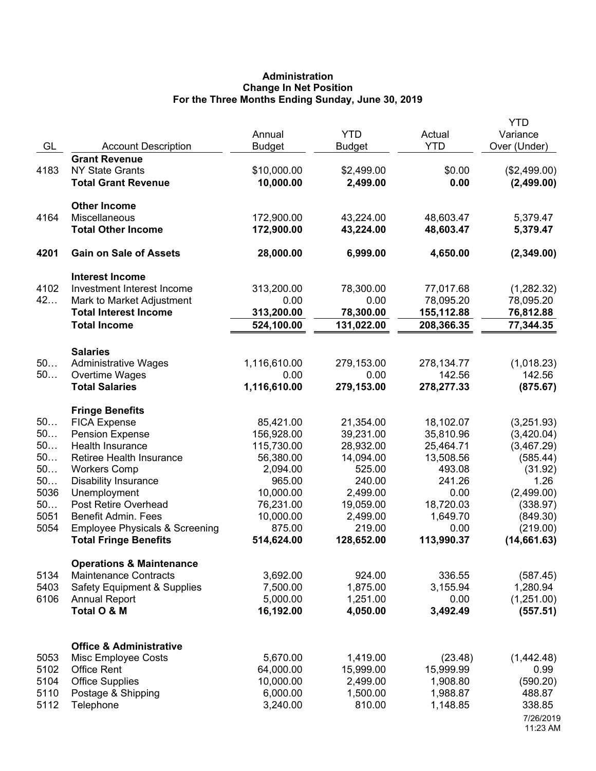# Administration
## Change In Net Position
### For the Three Months Ending Sunday, June 30, 2019

| GL | Account Description | Annual Budget | YTD Budget | Actual YTD | YTD Variance Over (Under) |
|---|---|---|---|---|---|
| | **Grant Revenue** | | | | |
| 4183 | NY State Grants | $10,000.00 | $2,499.00 | $0.00 | ($2,499.00) |
| | **Total Grant Revenue** | **10,000.00** | **2,499.00** | **0.00** | **(2,499.00)** |
| | **Other Income** | | | | |
| 4164 | Miscellaneous | 172,900.00 | 43,224.00 | 48,603.47 | 5,379.47 |
| | **Total Other Income** | **172,900.00** | **43,224.00** | **48,603.47** | **5,379.47** |
| **4201** | **Gain on Sale of Assets** | **28,000.00** | **6,999.00** | **4,650.00** | **(2,349.00)** |
| | **Interest Income** | | | | |
| 4102 | Investment Interest Income | 313,200.00 | 78,300.00 | 77,017.68 | (1,282.32) |
| 42… | Mark to Market Adjustment | 0.00 | 0.00 | 78,095.20 | 78,095.20 |
| | **Total Interest Income** | **313,200.00** | **78,300.00** | **155,112.88** | **76,812.88** |
| | **Total Income** | **524,100.00** | **131,022.00** | **208,366.35** | **77,344.35** |
| | **Salaries** | | | | |
| 50… | Administrative Wages | 1,116,610.00 | 279,153.00 | 278,134.77 | (1,018.23) |
| 50… | Overtime Wages | 0.00 | 0.00 | 142.56 | 142.56 |
| | **Total Salaries** | **1,116,610.00** | **279,153.00** | **278,277.33** | **(875.67)** |
| | **Fringe Benefits** | | | | |
| 50… | FICA Expense | 85,421.00 | 21,354.00 | 18,102.07 | (3,251.93) |
| 50… | Pension Expense | 156,928.00 | 39,231.00 | 35,810.96 | (3,420.04) |
| 50… | Health Insurance | 115,730.00 | 28,932.00 | 25,464.71 | (3,467.29) |
| 50… | Retiree Health Insurance | 56,380.00 | 14,094.00 | 13,508.56 | (585.44) |
| 50… | Workers Comp | 2,094.00 | 525.00 | 493.08 | (31.92) |
| 50… | Disability Insurance | 965.00 | 240.00 | 241.26 | 1.26 |
| 5036 | Unemployment | 10,000.00 | 2,499.00 | 0.00 | (2,499.00) |
| 50… | Post Retire Overhead | 76,231.00 | 19,059.00 | 18,720.03 | (338.97) |
| 5051 | Benefit Admin. Fees | 10,000.00 | 2,499.00 | 1,649.70 | (849.30) |
| 5054 | Employee Physicals & Screening | 875.00 | 219.00 | 0.00 | (219.00) |
| | **Total Fringe Benefits** | **514,624.00** | **128,652.00** | **113,990.37** | **(14,661.63)** |
| | **Operations & Maintenance** | | | | |
| 5134 | Maintenance Contracts | 3,692.00 | 924.00 | 336.55 | (587.45) |
| 5403 | Safety Equipment & Supplies | 7,500.00 | 1,875.00 | 3,155.94 | 1,280.94 |
| 6106 | Annual Report | 5,000.00 | 1,251.00 | 0.00 | (1,251.00) |
| | **Total O & M** | **16,192.00** | **4,050.00** | **3,492.49** | **(557.51)** |
| | **Office & Administrative** | | | | |
| 5053 | Misc Employee Costs | 5,670.00 | 1,419.00 | (23.48) | (1,442.48) |
| 5102 | Office Rent | 64,000.00 | 15,999.00 | 15,999.99 | 0.99 |
| 5104 | Office Supplies | 10,000.00 | 2,499.00 | 1,908.80 | (590.20) |
| 5110 | Postage & Shipping | 6,000.00 | 1,500.00 | 1,988.87 | 488.87 |
| 5112 | Telephone | 3,240.00 | 810.00 | 1,148.85 | 338.85 |

7/26/2019
11:23 AM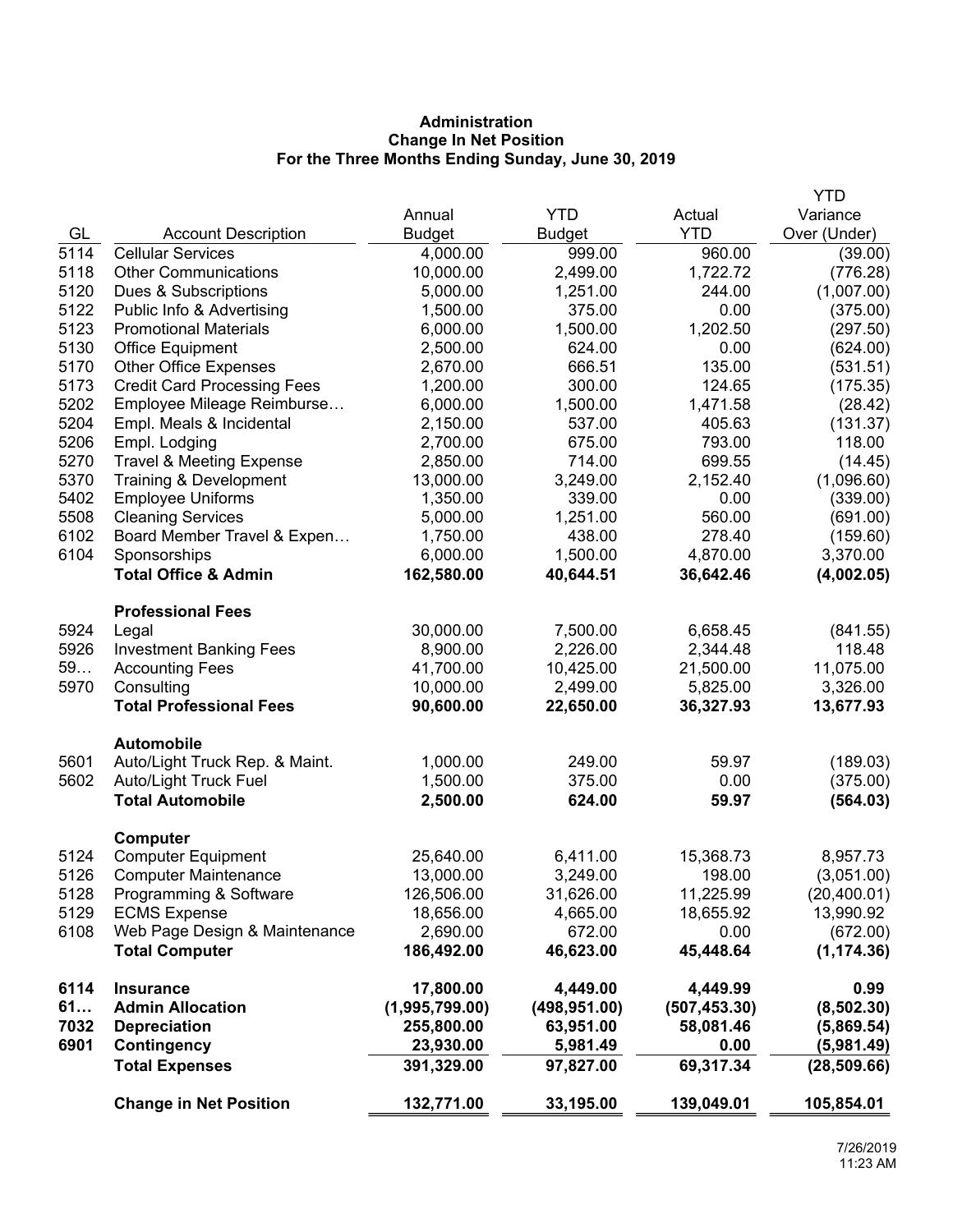**Administration**
**Change In Net Position**
**For the Three Months Ending Sunday, June 30, 2019**

| GL | Account Description | Annual Budget | YTD Budget | Actual YTD | YTD Variance Over (Under) |
|---|---|---|---|---|---|
| 5114 | Cellular Services | 4,000.00 | 999.00 | 960.00 | (39.00) |
| 5118 | Other Communications | 10,000.00 | 2,499.00 | 1,722.72 | (776.28) |
| 5120 | Dues & Subscriptions | 5,000.00 | 1,251.00 | 244.00 | (1,007.00) |
| 5122 | Public Info & Advertising | 1,500.00 | 375.00 | 0.00 | (375.00) |
| 5123 | Promotional Materials | 6,000.00 | 1,500.00 | 1,202.50 | (297.50) |
| 5130 | Office Equipment | 2,500.00 | 624.00 | 0.00 | (624.00) |
| 5170 | Other Office Expenses | 2,670.00 | 666.51 | 135.00 | (531.51) |
| 5173 | Credit Card Processing Fees | 1,200.00 | 300.00 | 124.65 | (175.35) |
| 5202 | Employee Mileage Reimburse… | 6,000.00 | 1,500.00 | 1,471.58 | (28.42) |
| 5204 | Empl. Meals & Incidental | 2,150.00 | 537.00 | 405.63 | (131.37) |
| 5206 | Empl. Lodging | 2,700.00 | 675.00 | 793.00 | 118.00 |
| 5270 | Travel & Meeting Expense | 2,850.00 | 714.00 | 699.55 | (14.45) |
| 5370 | Training & Development | 13,000.00 | 3,249.00 | 2,152.40 | (1,096.60) |
| 5402 | Employee Uniforms | 1,350.00 | 339.00 | 0.00 | (339.00) |
| 5508 | Cleaning Services | 5,000.00 | 1,251.00 | 560.00 | (691.00) |
| 6102 | Board Member Travel & Expen… | 1,750.00 | 438.00 | 278.40 | (159.60) |
| 6104 | Sponsorships | 6,000.00 | 1,500.00 | 4,870.00 | 3,370.00 |
| | **Total Office & Admin** | **162,580.00** | **40,644.51** | **36,642.46** | **(4,002.05)** |
| | **Professional Fees** | | | | |
| 5924 | Legal | 30,000.00 | 7,500.00 | 6,658.45 | (841.55) |
| 5926 | Investment Banking Fees | 8,900.00 | 2,226.00 | 2,344.48 | 118.48 |
| 59… | Accounting Fees | 41,700.00 | 10,425.00 | 21,500.00 | 11,075.00 |
| 5970 | Consulting | 10,000.00 | 2,499.00 | 5,825.00 | 3,326.00 |
| | **Total Professional Fees** | **90,600.00** | **22,650.00** | **36,327.93** | **13,677.93** |
| | **Automobile** | | | | |
| 5601 | Auto/Light Truck Rep. & Maint. | 1,000.00 | 249.00 | 59.97 | (189.03) |
| 5602 | Auto/Light Truck Fuel | 1,500.00 | 375.00 | 0.00 | (375.00) |
| | **Total Automobile** | **2,500.00** | **624.00** | **59.97** | **(564.03)** |
| | **Computer** | | | | |
| 5124 | Computer Equipment | 25,640.00 | 6,411.00 | 15,368.73 | 8,957.73 |
| 5126 | Computer Maintenance | 13,000.00 | 3,249.00 | 198.00 | (3,051.00) |
| 5128 | Programming & Software | 126,506.00 | 31,626.00 | 11,225.99 | (20,400.01) |
| 5129 | ECMS Expense | 18,656.00 | 4,665.00 | 18,655.92 | 13,990.92 |
| 6108 | Web Page Design & Maintenance | 2,690.00 | 672.00 | 0.00 | (672.00) |
| | **Total Computer** | **186,492.00** | **46,623.00** | **45,448.64** | **(1,174.36)** |
| **6114** | **Insurance** | **17,800.00** | **4,449.00** | **4,449.99** | **0.99** |
| **61…** | **Admin Allocation** | **(1,995,799.00)** | **(498,951.00)** | **(507,453.30)** | **(8,502.30)** |
| **7032** | **Depreciation** | **255,800.00** | **63,951.00** | **58,081.46** | **(5,869.54)** |
| **6901** | **Contingency** | **23,930.00** | **5,981.49** | **0.00** | **(5,981.49)** |
| | **Total Expenses** | **391,329.00** | **97,827.00** | **69,317.34** | **(28,509.66)** |
| | **Change in Net Position** | **132,771.00** | **33,195.00** | **139,049.01** | **105,854.01** |

7/26/2019
11:23 AM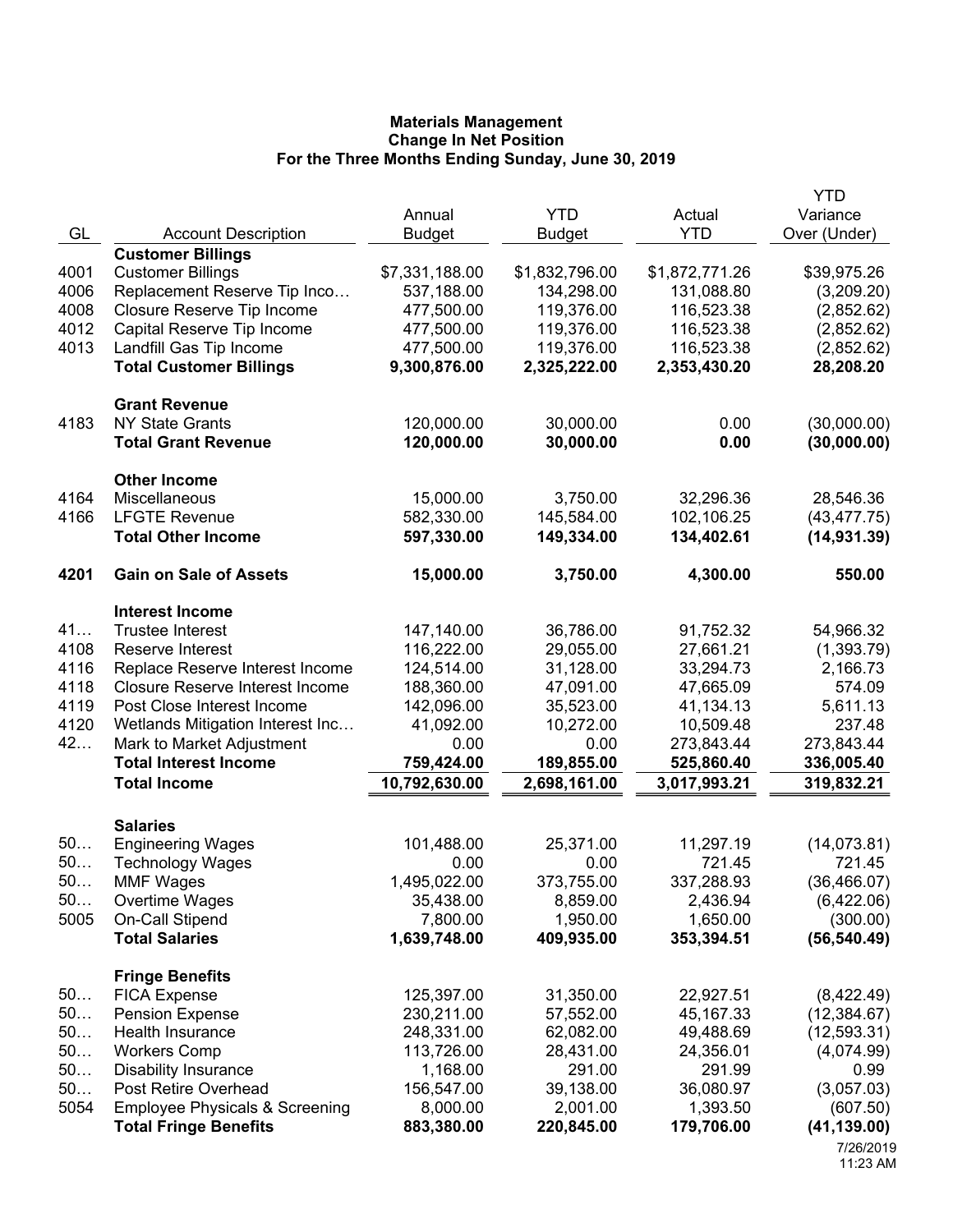**Materials Management**
**Change In Net Position**
**For the Three Months Ending Sunday, June 30, 2019**

| GL | Account Description | Annual Budget | YTD Budget | Actual YTD | YTD Variance Over (Under) |
|---|---|---|---|---|---|
| | **Customer Billings** | | | | |
| 4001 | Customer Billings | $7,331,188.00 | $1,832,796.00 | $1,872,771.26 | $39,975.26 |
| 4006 | Replacement Reserve Tip Inco… | 537,188.00 | 134,298.00 | 131,088.80 | (3,209.20) |
| 4008 | Closure Reserve Tip Income | 477,500.00 | 119,376.00 | 116,523.38 | (2,852.62) |
| 4012 | Capital Reserve Tip Income | 477,500.00 | 119,376.00 | 116,523.38 | (2,852.62) |
| 4013 | Landfill Gas Tip Income | 477,500.00 | 119,376.00 | 116,523.38 | (2,852.62) |
| | **Total Customer Billings** | **9,300,876.00** | **2,325,222.00** | **2,353,430.20** | **28,208.20** |
| | **Grant Revenue** | | | | |
| 4183 | NY State Grants | 120,000.00 | 30,000.00 | 0.00 | (30,000.00) |
| | **Total Grant Revenue** | **120,000.00** | **30,000.00** | **0.00** | **(30,000.00)** |
| | **Other Income** | | | | |
| 4164 | Miscellaneous | 15,000.00 | 3,750.00 | 32,296.36 | 28,546.36 |
| 4166 | LFGTE Revenue | 582,330.00 | 145,584.00 | 102,106.25 | (43,477.75) |
| | **Total Other Income** | **597,330.00** | **149,334.00** | **134,402.61** | **(14,931.39)** |
| **4201** | **Gain on Sale of Assets** | **15,000.00** | **3,750.00** | **4,300.00** | **550.00** |
| | **Interest Income** | | | | |
| 41… | Trustee Interest | 147,140.00 | 36,786.00 | 91,752.32 | 54,966.32 |
| 4108 | Reserve Interest | 116,222.00 | 29,055.00 | 27,661.21 | (1,393.79) |
| 4116 | Replace Reserve Interest Income | 124,514.00 | 31,128.00 | 33,294.73 | 2,166.73 |
| 4118 | Closure Reserve Interest Income | 188,360.00 | 47,091.00 | 47,665.09 | 574.09 |
| 4119 | Post Close Interest Income | 142,096.00 | 35,523.00 | 41,134.13 | 5,611.13 |
| 4120 | Wetlands Mitigation Interest Inc… | 41,092.00 | 10,272.00 | 10,509.48 | 237.48 |
| 42… | Mark to Market Adjustment | 0.00 | 0.00 | 273,843.44 | 273,843.44 |
| | **Total Interest Income** | **759,424.00** | **189,855.00** | **525,860.40** | **336,005.40** |
| | **Total Income** | **10,792,630.00** | **2,698,161.00** | **3,017,993.21** | **319,832.21** |
| | **Salaries** | | | | |
| 50… | Engineering Wages | 101,488.00 | 25,371.00 | 11,297.19 | (14,073.81) |
| 50… | Technology Wages | 0.00 | 0.00 | 721.45 | 721.45 |
| 50… | MMF Wages | 1,495,022.00 | 373,755.00 | 337,288.93 | (36,466.07) |
| 50… | Overtime Wages | 35,438.00 | 8,859.00 | 2,436.94 | (6,422.06) |
| 5005 | On-Call Stipend | 7,800.00 | 1,950.00 | 1,650.00 | (300.00) |
| | **Total Salaries** | **1,639,748.00** | **409,935.00** | **353,394.51** | **(56,540.49)** |
| | **Fringe Benefits** | | | | |
| 50… | FICA Expense | 125,397.00 | 31,350.00 | 22,927.51 | (8,422.49) |
| 50… | Pension Expense | 230,211.00 | 57,552.00 | 45,167.33 | (12,384.67) |
| 50… | Health Insurance | 248,331.00 | 62,082.00 | 49,488.69 | (12,593.31) |
| 50… | Workers Comp | 113,726.00 | 28,431.00 | 24,356.01 | (4,074.99) |
| 50… | Disability Insurance | 1,168.00 | 291.00 | 291.99 | 0.99 |
| 50… | Post Retire Overhead | 156,547.00 | 39,138.00 | 36,080.97 | (3,057.03) |
| 5054 | Employee Physicals & Screening | 8,000.00 | 2,001.00 | 1,393.50 | (607.50) |
| | **Total Fringe Benefits** | **883,380.00** | **220,845.00** | **179,706.00** | **(41,139.00)** |

7/26/2019
11:23 AM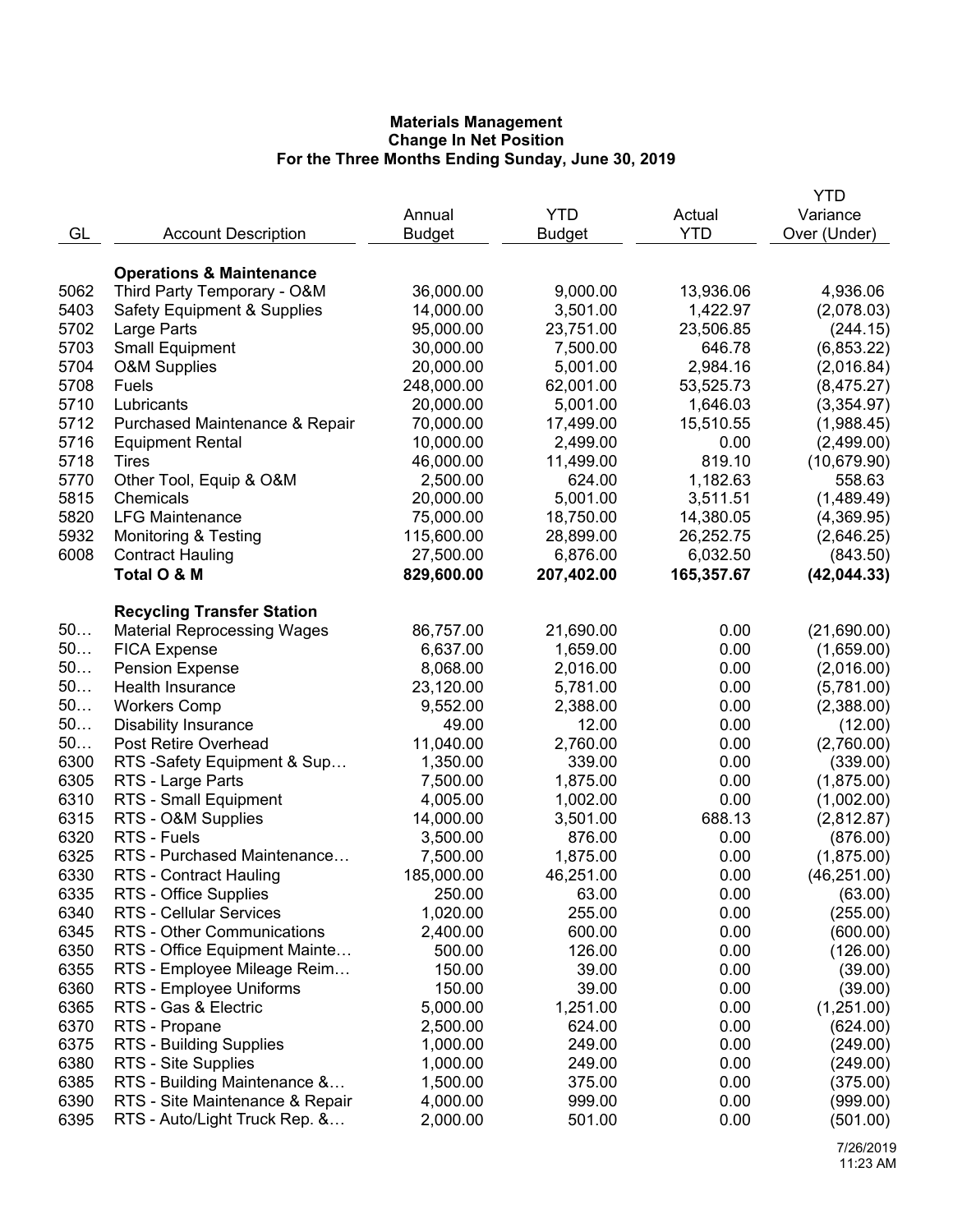**Materials Management**
**Change In Net Position**
**For the Three Months Ending Sunday, June 30, 2019**

| GL | Account Description | Annual Budget | YTD Budget | Actual YTD | YTD Variance Over (Under) |
|---|---|---|---|---|---|
| | **Operations & Maintenance** | | | | |
| 5062 | Third Party Temporary - O&M | 36,000.00 | 9,000.00 | 13,936.06 | 4,936.06 |
| 5403 | Safety Equipment & Supplies | 14,000.00 | 3,501.00 | 1,422.97 | (2,078.03) |
| 5702 | Large Parts | 95,000.00 | 23,751.00 | 23,506.85 | (244.15) |
| 5703 | Small Equipment | 30,000.00 | 7,500.00 | 646.78 | (6,853.22) |
| 5704 | O&M Supplies | 20,000.00 | 5,001.00 | 2,984.16 | (2,016.84) |
| 5708 | Fuels | 248,000.00 | 62,001.00 | 53,525.73 | (8,475.27) |
| 5710 | Lubricants | 20,000.00 | 5,001.00 | 1,646.03 | (3,354.97) |
| 5712 | Purchased Maintenance & Repair | 70,000.00 | 17,499.00 | 15,510.55 | (1,988.45) |
| 5716 | Equipment Rental | 10,000.00 | 2,499.00 | 0.00 | (2,499.00) |
| 5718 | Tires | 46,000.00 | 11,499.00 | 819.10 | (10,679.90) |
| 5770 | Other Tool, Equip & O&M | 2,500.00 | 624.00 | 1,182.63 | 558.63 |
| 5815 | Chemicals | 20,000.00 | 5,001.00 | 3,511.51 | (1,489.49) |
| 5820 | LFG Maintenance | 75,000.00 | 18,750.00 | 14,380.05 | (4,369.95) |
| 5932 | Monitoring & Testing | 115,600.00 | 28,899.00 | 26,252.75 | (2,646.25) |
| 6008 | Contract Hauling | 27,500.00 | 6,876.00 | 6,032.50 | (843.50) |
| | **Total O & M** | **829,600.00** | **207,402.00** | **165,357.67** | **(42,044.33)** |
| | **Recycling Transfer Station** | | | | |
| 50… | Material Reprocessing Wages | 86,757.00 | 21,690.00 | 0.00 | (21,690.00) |
| 50… | FICA Expense | 6,637.00 | 1,659.00 | 0.00 | (1,659.00) |
| 50… | Pension Expense | 8,068.00 | 2,016.00 | 0.00 | (2,016.00) |
| 50… | Health Insurance | 23,120.00 | 5,781.00 | 0.00 | (5,781.00) |
| 50… | Workers Comp | 9,552.00 | 2,388.00 | 0.00 | (2,388.00) |
| 50… | Disability Insurance | 49.00 | 12.00 | 0.00 | (12.00) |
| 50… | Post Retire Overhead | 11,040.00 | 2,760.00 | 0.00 | (2,760.00) |
| 6300 | RTS -Safety Equipment & Sup… | 1,350.00 | 339.00 | 0.00 | (339.00) |
| 6305 | RTS - Large Parts | 7,500.00 | 1,875.00 | 0.00 | (1,875.00) |
| 6310 | RTS - Small Equipment | 4,005.00 | 1,002.00 | 0.00 | (1,002.00) |
| 6315 | RTS - O&M Supplies | 14,000.00 | 3,501.00 | 688.13 | (2,812.87) |
| 6320 | RTS - Fuels | 3,500.00 | 876.00 | 0.00 | (876.00) |
| 6325 | RTS - Purchased Maintenance… | 7,500.00 | 1,875.00 | 0.00 | (1,875.00) |
| 6330 | RTS - Contract Hauling | 185,000.00 | 46,251.00 | 0.00 | (46,251.00) |
| 6335 | RTS - Office Supplies | 250.00 | 63.00 | 0.00 | (63.00) |
| 6340 | RTS - Cellular Services | 1,020.00 | 255.00 | 0.00 | (255.00) |
| 6345 | RTS - Other Communications | 2,400.00 | 600.00 | 0.00 | (600.00) |
| 6350 | RTS - Office Equipment Mainte… | 500.00 | 126.00 | 0.00 | (126.00) |
| 6355 | RTS - Employee Mileage Reim… | 150.00 | 39.00 | 0.00 | (39.00) |
| 6360 | RTS - Employee Uniforms | 150.00 | 39.00 | 0.00 | (39.00) |
| 6365 | RTS - Gas & Electric | 5,000.00 | 1,251.00 | 0.00 | (1,251.00) |
| 6370 | RTS - Propane | 2,500.00 | 624.00 | 0.00 | (624.00) |
| 6375 | RTS - Building Supplies | 1,000.00 | 249.00 | 0.00 | (249.00) |
| 6380 | RTS - Site Supplies | 1,000.00 | 249.00 | 0.00 | (249.00) |
| 6385 | RTS - Building Maintenance &… | 1,500.00 | 375.00 | 0.00 | (375.00) |
| 6390 | RTS - Site Maintenance & Repair | 4,000.00 | 999.00 | 0.00 | (999.00) |
| 6395 | RTS - Auto/Light Truck Rep. &… | 2,000.00 | 501.00 | 0.00 | (501.00) |

7/26/2019
11:23 AM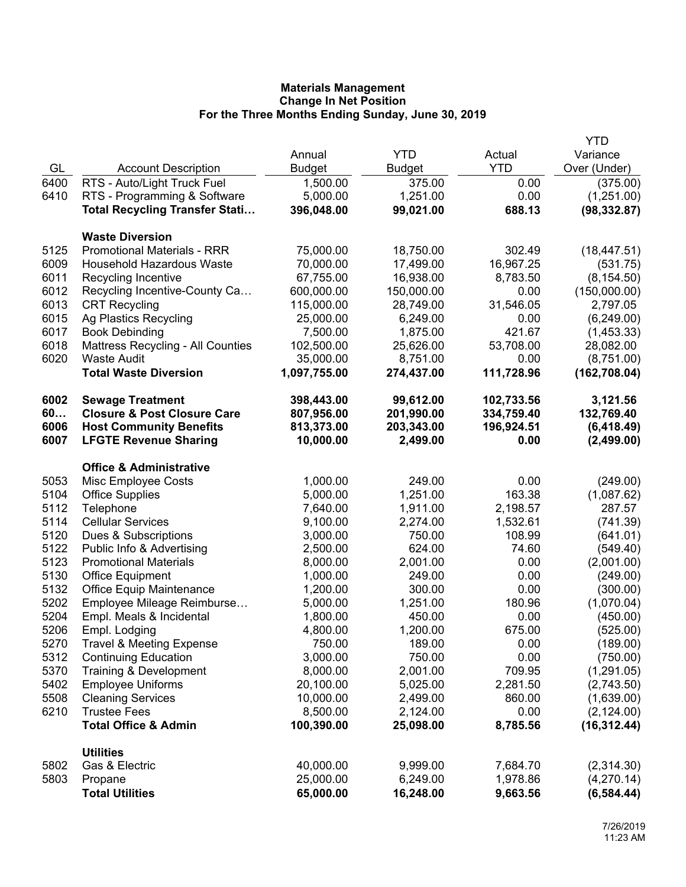**Materials Management**
**Change In Net Position**
**For the Three Months Ending Sunday, June 30, 2019**

| GL | Account Description | Annual Budget | YTD Budget | Actual YTD | YTD Variance Over (Under) |
|---|---|---|---|---|---|
| 6400 | RTS - Auto/Light Truck Fuel | 1,500.00 | 375.00 | 0.00 | (375.00) |
| 6410 | RTS - Programming & Software | 5,000.00 | 1,251.00 | 0.00 | (1,251.00) |
| | **Total Recycling Transfer Stati…** | **396,048.00** | **99,021.00** | **688.13** | **(98,332.87)** |
| | **Waste Diversion** | | | | |
| 5125 | Promotional Materials - RRR | 75,000.00 | 18,750.00 | 302.49 | (18,447.51) |
| 6009 | Household Hazardous Waste | 70,000.00 | 17,499.00 | 16,967.25 | (531.75) |
| 6011 | Recycling Incentive | 67,755.00 | 16,938.00 | 8,783.50 | (8,154.50) |
| 6012 | Recycling Incentive-County Ca… | 600,000.00 | 150,000.00 | 0.00 | (150,000.00) |
| 6013 | CRT Recycling | 115,000.00 | 28,749.00 | 31,546.05 | 2,797.05 |
| 6015 | Ag Plastics Recycling | 25,000.00 | 6,249.00 | 0.00 | (6,249.00) |
| 6017 | Book Debinding | 7,500.00 | 1,875.00 | 421.67 | (1,453.33) |
| 6018 | Mattress Recycling - All Counties | 102,500.00 | 25,626.00 | 53,708.00 | 28,082.00 |
| 6020 | Waste Audit | 35,000.00 | 8,751.00 | 0.00 | (8,751.00) |
| | **Total Waste Diversion** | **1,097,755.00** | **274,437.00** | **111,728.96** | **(162,708.04)** |
| **6002** | **Sewage Treatment** | **398,443.00** | **99,612.00** | **102,733.56** | **3,121.56** |
| **60…** | **Closure & Post Closure Care** | **807,956.00** | **201,990.00** | **334,759.40** | **132,769.40** |
| **6006** | **Host Community Benefits** | **813,373.00** | **203,343.00** | **196,924.51** | **(6,418.49)** |
| **6007** | **LFGTE Revenue Sharing** | **10,000.00** | **2,499.00** | **0.00** | **(2,499.00)** |
| | **Office & Administrative** | | | | |
| 5053 | Misc Employee Costs | 1,000.00 | 249.00 | 0.00 | (249.00) |
| 5104 | Office Supplies | 5,000.00 | 1,251.00 | 163.38 | (1,087.62) |
| 5112 | Telephone | 7,640.00 | 1,911.00 | 2,198.57 | 287.57 |
| 5114 | Cellular Services | 9,100.00 | 2,274.00 | 1,532.61 | (741.39) |
| 5120 | Dues & Subscriptions | 3,000.00 | 750.00 | 108.99 | (641.01) |
| 5122 | Public Info & Advertising | 2,500.00 | 624.00 | 74.60 | (549.40) |
| 5123 | Promotional Materials | 8,000.00 | 2,001.00 | 0.00 | (2,001.00) |
| 5130 | Office Equipment | 1,000.00 | 249.00 | 0.00 | (249.00) |
| 5132 | Office Equip Maintenance | 1,200.00 | 300.00 | 0.00 | (300.00) |
| 5202 | Employee Mileage Reimburse… | 5,000.00 | 1,251.00 | 180.96 | (1,070.04) |
| 5204 | Empl. Meals & Incidental | 1,800.00 | 450.00 | 0.00 | (450.00) |
| 5206 | Empl. Lodging | 4,800.00 | 1,200.00 | 675.00 | (525.00) |
| 5270 | Travel & Meeting Expense | 750.00 | 189.00 | 0.00 | (189.00) |
| 5312 | Continuing Education | 3,000.00 | 750.00 | 0.00 | (750.00) |
| 5370 | Training & Development | 8,000.00 | 2,001.00 | 709.95 | (1,291.05) |
| 5402 | Employee Uniforms | 20,100.00 | 5,025.00 | 2,281.50 | (2,743.50) |
| 5508 | Cleaning Services | 10,000.00 | 2,499.00 | 860.00 | (1,639.00) |
| 6210 | Trustee Fees | 8,500.00 | 2,124.00 | 0.00 | (2,124.00) |
| | **Total Office & Admin** | **100,390.00** | **25,098.00** | **8,785.56** | **(16,312.44)** |
| | **Utilities** | | | | |
| 5802 | Gas & Electric | 40,000.00 | 9,999.00 | 7,684.70 | (2,314.30) |
| 5803 | Propane | 25,000.00 | 6,249.00 | 1,978.86 | (4,270.14) |
| | **Total Utilities** | **65,000.00** | **16,248.00** | **9,663.56** | **(6,584.44)** |

7/26/2019
11:23 AM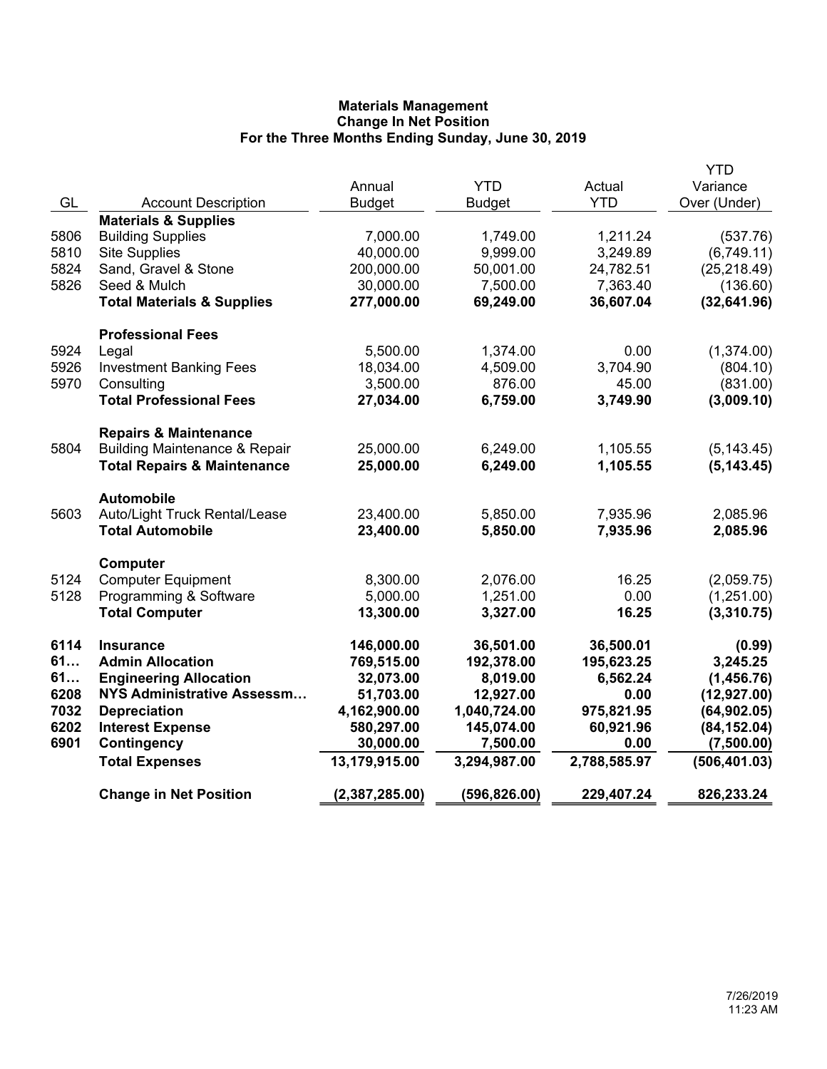# Materials Management
## Change In Net Position
### For the Three Months Ending Sunday, June 30, 2019

| GL | Account Description | Annual Budget | YTD Budget | Actual YTD | YTD Variance Over (Under) |
|---|---|---|---|---|---|
| | **Materials & Supplies** | | | | |
| 5806 | Building Supplies | 7,000.00 | 1,749.00 | 1,211.24 | (537.76) |
| 5810 | Site Supplies | 40,000.00 | 9,999.00 | 3,249.89 | (6,749.11) |
| 5824 | Sand, Gravel & Stone | 200,000.00 | 50,001.00 | 24,782.51 | (25,218.49) |
| 5826 | Seed & Mulch | 30,000.00 | 7,500.00 | 7,363.40 | (136.60) |
| | **Total Materials & Supplies** | **277,000.00** | **69,249.00** | **36,607.04** | **(32,641.96)** |
| | **Professional Fees** | | | | |
| 5924 | Legal | 5,500.00 | 1,374.00 | 0.00 | (1,374.00) |
| 5926 | Investment Banking Fees | 18,034.00 | 4,509.00 | 3,704.90 | (804.10) |
| 5970 | Consulting | 3,500.00 | 876.00 | 45.00 | (831.00) |
| | **Total Professional Fees** | **27,034.00** | **6,759.00** | **3,749.90** | **(3,009.10)** |
| | **Repairs & Maintenance** | | | | |
| 5804 | Building Maintenance & Repair | 25,000.00 | 6,249.00 | 1,105.55 | (5,143.45) |
| | **Total Repairs & Maintenance** | **25,000.00** | **6,249.00** | **1,105.55** | **(5,143.45)** |
| | **Automobile** | | | | |
| 5603 | Auto/Light Truck Rental/Lease | 23,400.00 | 5,850.00 | 7,935.96 | 2,085.96 |
| | **Total Automobile** | **23,400.00** | **5,850.00** | **7,935.96** | **2,085.96** |
| | **Computer** | | | | |
| 5124 | Computer Equipment | 8,300.00 | 2,076.00 | 16.25 | (2,059.75) |
| 5128 | Programming & Software | 5,000.00 | 1,251.00 | 0.00 | (1,251.00) |
| | **Total Computer** | **13,300.00** | **3,327.00** | **16.25** | **(3,310.75)** |
| **6114** | **Insurance** | **146,000.00** | **36,501.00** | **36,500.01** | **(0.99)** |
| **61…** | **Admin Allocation** | **769,515.00** | **192,378.00** | **195,623.25** | **3,245.25** |
| **61…** | **Engineering Allocation** | **32,073.00** | **8,019.00** | **6,562.24** | **(1,456.76)** |
| **6208** | **NYS Administrative Assessm…** | **51,703.00** | **12,927.00** | **0.00** | **(12,927.00)** |
| **7032** | **Depreciation** | **4,162,900.00** | **1,040,724.00** | **975,821.95** | **(64,902.05)** |
| **6202** | **Interest Expense** | **580,297.00** | **145,074.00** | **60,921.96** | **(84,152.04)** |
| **6901** | **Contingency** | **30,000.00** | **7,500.00** | **0.00** | **(7,500.00)** |
| | **Total Expenses** | **13,179,915.00** | **3,294,987.00** | **2,788,585.97** | **(506,401.03)** |
| | **Change in Net Position** | **(2,387,285.00)** | **(596,826.00)** | **229,407.24** | **826,233.24** |

7/26/2019
11:23 AM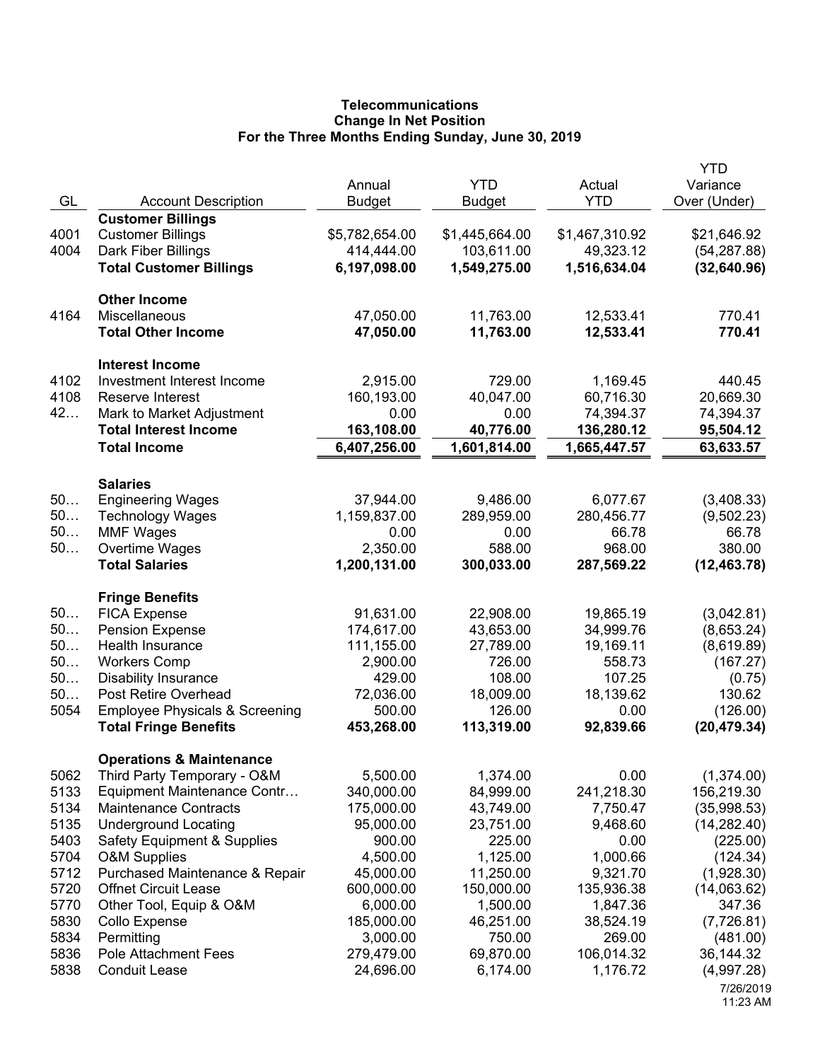# Telecommunications
## Change In Net Position
### For the Three Months Ending Sunday, June 30, 2019

| GL | Account Description | Annual Budget | YTD Budget | Actual YTD | YTD Variance Over (Under) |
|---|---|---|---|---|---|
| | **Customer Billings** | | | | |
| 4001 | Customer Billings | $5,782,654.00 | $1,445,664.00 | $1,467,310.92 | $21,646.92 |
| 4004 | Dark Fiber Billings | 414,444.00 | 103,611.00 | 49,323.12 | (54,287.88) |
| | **Total Customer Billings** | **6,197,098.00** | **1,549,275.00** | **1,516,634.04** | **(32,640.96)** |
| | **Other Income** | | | | |
| 4164 | Miscellaneous | 47,050.00 | 11,763.00 | 12,533.41 | 770.41 |
| | **Total Other Income** | **47,050.00** | **11,763.00** | **12,533.41** | **770.41** |
| | **Interest Income** | | | | |
| 4102 | Investment Interest Income | 2,915.00 | 729.00 | 1,169.45 | 440.45 |
| 4108 | Reserve Interest | 160,193.00 | 40,047.00 | 60,716.30 | 20,669.30 |
| 42… | Mark to Market Adjustment | 0.00 | 0.00 | 74,394.37 | 74,394.37 |
| | **Total Interest Income** | **163,108.00** | **40,776.00** | **136,280.12** | **95,504.12** |
| | **Total Income** | **6,407,256.00** | **1,601,814.00** | **1,665,447.57** | **63,633.57** |
| | **Salaries** | | | | |
| 50… | Engineering Wages | 37,944.00 | 9,486.00 | 6,077.67 | (3,408.33) |
| 50… | Technology Wages | 1,159,837.00 | 289,959.00 | 280,456.77 | (9,502.23) |
| 50… | MMF Wages | 0.00 | 0.00 | 66.78 | 66.78 |
| 50… | Overtime Wages | 2,350.00 | 588.00 | 968.00 | 380.00 |
| | **Total Salaries** | **1,200,131.00** | **300,033.00** | **287,569.22** | **(12,463.78)** |
| | **Fringe Benefits** | | | | |
| 50… | FICA Expense | 91,631.00 | 22,908.00 | 19,865.19 | (3,042.81) |
| 50… | Pension Expense | 174,617.00 | 43,653.00 | 34,999.76 | (8,653.24) |
| 50… | Health Insurance | 111,155.00 | 27,789.00 | 19,169.11 | (8,619.89) |
| 50… | Workers Comp | 2,900.00 | 726.00 | 558.73 | (167.27) |
| 50… | Disability Insurance | 429.00 | 108.00 | 107.25 | (0.75) |
| 50… | Post Retire Overhead | 72,036.00 | 18,009.00 | 18,139.62 | 130.62 |
| 5054 | Employee Physicals & Screening | 500.00 | 126.00 | 0.00 | (126.00) |
| | **Total Fringe Benefits** | **453,268.00** | **113,319.00** | **92,839.66** | **(20,479.34)** |
| | **Operations & Maintenance** | | | | |
| 5062 | Third Party Temporary - O&M | 5,500.00 | 1,374.00 | 0.00 | (1,374.00) |
| 5133 | Equipment Maintenance Contr… | 340,000.00 | 84,999.00 | 241,218.30 | 156,219.30 |
| 5134 | Maintenance Contracts | 175,000.00 | 43,749.00 | 7,750.47 | (35,998.53) |
| 5135 | Underground Locating | 95,000.00 | 23,751.00 | 9,468.60 | (14,282.40) |
| 5403 | Safety Equipment & Supplies | 900.00 | 225.00 | 0.00 | (225.00) |
| 5704 | O&M Supplies | 4,500.00 | 1,125.00 | 1,000.66 | (124.34) |
| 5712 | Purchased Maintenance & Repair | 45,000.00 | 11,250.00 | 9,321.70 | (1,928.30) |
| 5720 | Offnet Circuit Lease | 600,000.00 | 150,000.00 | 135,936.38 | (14,063.62) |
| 5770 | Other Tool, Equip & O&M | 6,000.00 | 1,500.00 | 1,847.36 | 347.36 |
| 5830 | Collo Expense | 185,000.00 | 46,251.00 | 38,524.19 | (7,726.81) |
| 5834 | Permitting | 3,000.00 | 750.00 | 269.00 | (481.00) |
| 5836 | Pole Attachment Fees | 279,479.00 | 69,870.00 | 106,014.32 | 36,144.32 |
| 5838 | Conduit Lease | 24,696.00 | 6,174.00 | 1,176.72 | (4,997.28) |

7/26/2019
11:23 AM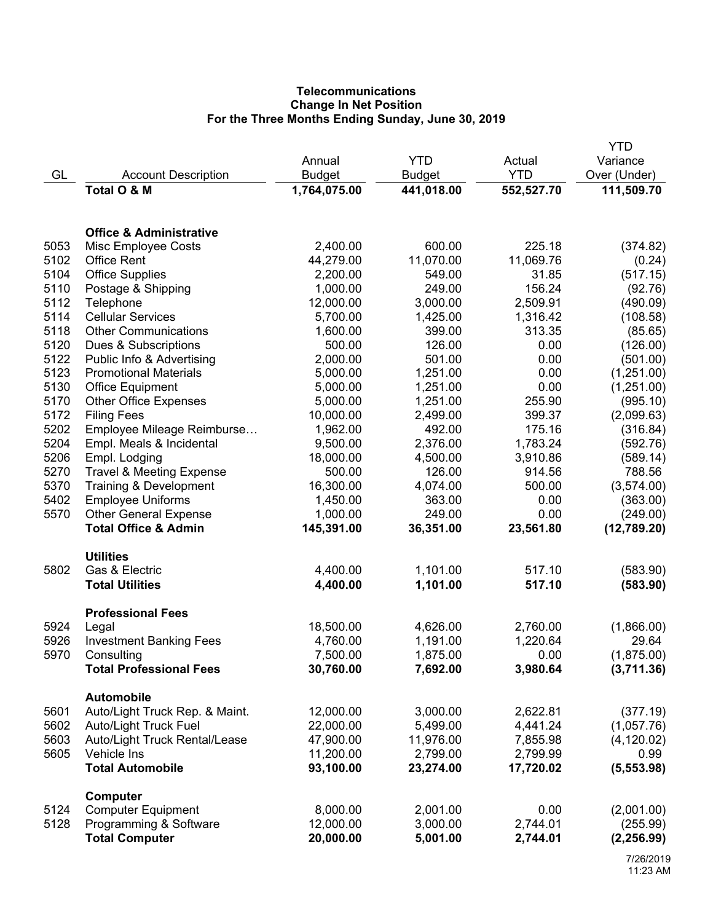**Telecommunications**
**Change In Net Position**
**For the Three Months Ending Sunday, June 30, 2019**

| GL | Account Description | Annual Budget | YTD Budget | Actual YTD | YTD Variance Over (Under) |
|---|---|---|---|---|---|
| | **Total O & M** | **1,764,075.00** | **441,018.00** | **552,527.70** | **111,509.70** |
| | | | | | |
| | **Office & Administrative** | | | | |
| 5053 | Misc Employee Costs | 2,400.00 | 600.00 | 225.18 | (374.82) |
| 5102 | Office Rent | 44,279.00 | 11,070.00 | 11,069.76 | (0.24) |
| 5104 | Office Supplies | 2,200.00 | 549.00 | 31.85 | (517.15) |
| 5110 | Postage & Shipping | 1,000.00 | 249.00 | 156.24 | (92.76) |
| 5112 | Telephone | 12,000.00 | 3,000.00 | 2,509.91 | (490.09) |
| 5114 | Cellular Services | 5,700.00 | 1,425.00 | 1,316.42 | (108.58) |
| 5118 | Other Communications | 1,600.00 | 399.00 | 313.35 | (85.65) |
| 5120 | Dues & Subscriptions | 500.00 | 126.00 | 0.00 | (126.00) |
| 5122 | Public Info & Advertising | 2,000.00 | 501.00 | 0.00 | (501.00) |
| 5123 | Promotional Materials | 5,000.00 | 1,251.00 | 0.00 | (1,251.00) |
| 5130 | Office Equipment | 5,000.00 | 1,251.00 | 0.00 | (1,251.00) |
| 5170 | Other Office Expenses | 5,000.00 | 1,251.00 | 255.90 | (995.10) |
| 5172 | Filing Fees | 10,000.00 | 2,499.00 | 399.37 | (2,099.63) |
| 5202 | Employee Mileage Reimburse… | 1,962.00 | 492.00 | 175.16 | (316.84) |
| 5204 | Empl. Meals & Incidental | 9,500.00 | 2,376.00 | 1,783.24 | (592.76) |
| 5206 | Empl. Lodging | 18,000.00 | 4,500.00 | 3,910.86 | (589.14) |
| 5270 | Travel & Meeting Expense | 500.00 | 126.00 | 914.56 | 788.56 |
| 5370 | Training & Development | 16,300.00 | 4,074.00 | 500.00 | (3,574.00) |
| 5402 | Employee Uniforms | 1,450.00 | 363.00 | 0.00 | (363.00) |
| 5570 | Other General Expense | 1,000.00 | 249.00 | 0.00 | (249.00) |
| | **Total Office & Admin** | **145,391.00** | **36,351.00** | **23,561.80** | **(12,789.20)** |
| | | | | | |
| | **Utilities** | | | | |
| 5802 | Gas & Electric | 4,400.00 | 1,101.00 | 517.10 | (583.90) |
| | **Total Utilities** | **4,400.00** | **1,101.00** | **517.10** | **(583.90)** |
| | | | | | |
| | **Professional Fees** | | | | |
| 5924 | Legal | 18,500.00 | 4,626.00 | 2,760.00 | (1,866.00) |
| 5926 | Investment Banking Fees | 4,760.00 | 1,191.00 | 1,220.64 | 29.64 |
| 5970 | Consulting | 7,500.00 | 1,875.00 | 0.00 | (1,875.00) |
| | **Total Professional Fees** | **30,760.00** | **7,692.00** | **3,980.64** | **(3,711.36)** |
| | | | | | |
| | **Automobile** | | | | |
| 5601 | Auto/Light Truck Rep. & Maint. | 12,000.00 | 3,000.00 | 2,622.81 | (377.19) |
| 5602 | Auto/Light Truck Fuel | 22,000.00 | 5,499.00 | 4,441.24 | (1,057.76) |
| 5603 | Auto/Light Truck Rental/Lease | 47,900.00 | 11,976.00 | 7,855.98 | (4,120.02) |
| 5605 | Vehicle Ins | 11,200.00 | 2,799.00 | 2,799.99 | 0.99 |
| | **Total Automobile** | **93,100.00** | **23,274.00** | **17,720.02** | **(5,553.98)** |
| | | | | | |
| | **Computer** | | | | |
| 5124 | Computer Equipment | 8,000.00 | 2,001.00 | 0.00 | (2,001.00) |
| 5128 | Programming & Software | 12,000.00 | 3,000.00 | 2,744.01 | (255.99) |
| | **Total Computer** | **20,000.00** | **5,001.00** | **2,744.01** | **(2,256.99)** |

7/26/2019
11:23 AM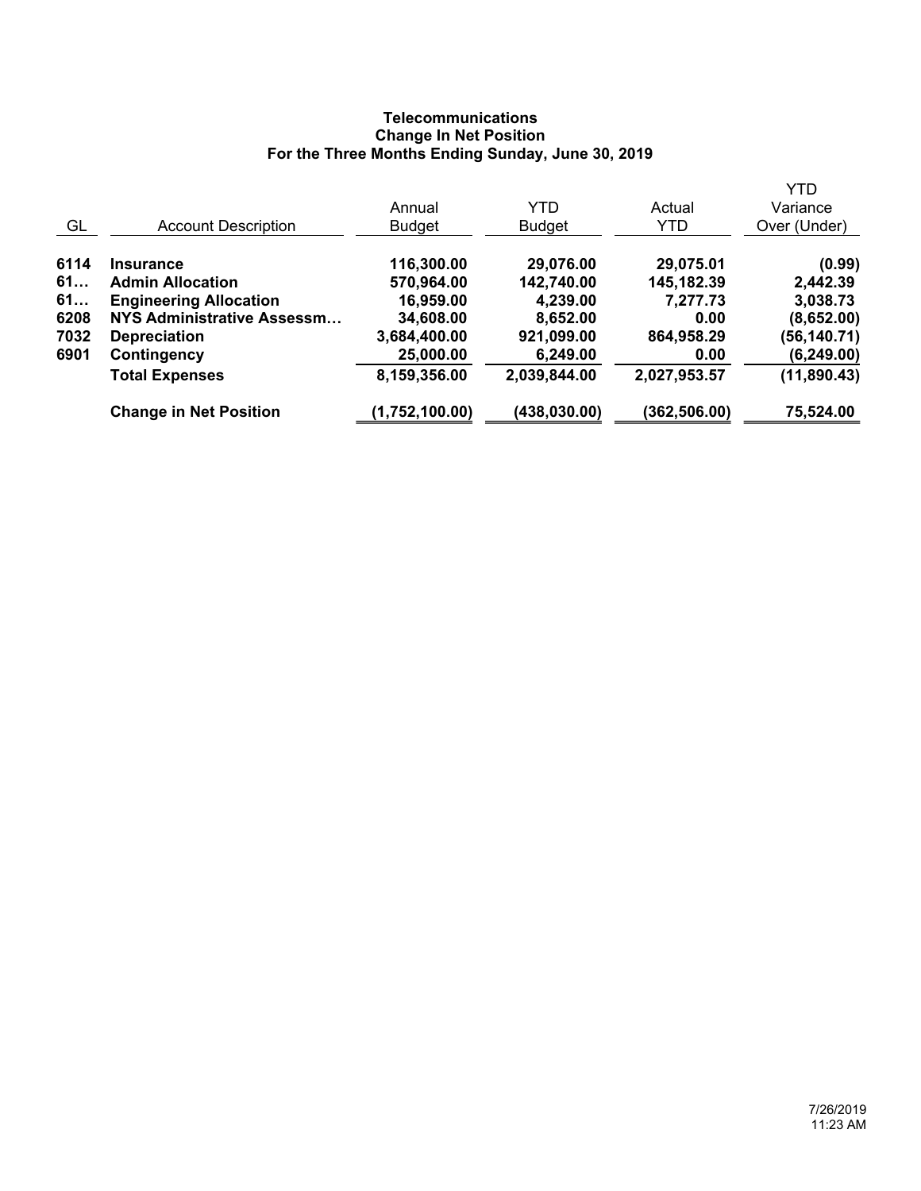**Telecommunications**
**Change In Net Position**
**For the Three Months Ending Sunday, June 30, 2019**

| GL | Account Description | Annual Budget | YTD Budget | Actual YTD | YTD Variance Over (Under) |
|---|---|---|---|---|---|
| **6114** | **Insurance** | **116,300.00** | **29,076.00** | **29,075.01** | **(0.99)** |
| **61…** | **Admin Allocation** | **570,964.00** | **142,740.00** | **145,182.39** | **2,442.39** |
| **61…** | **Engineering Allocation** | **16,959.00** | **4,239.00** | **7,277.73** | **3,038.73** |
| **6208** | **NYS Administrative Assessm…** | **34,608.00** | **8,652.00** | **0.00** | **(8,652.00)** |
| **7032** | **Depreciation** | **3,684,400.00** | **921,099.00** | **864,958.29** | **(56,140.71)** |
| **6901** | **Contingency** | **25,000.00** | **6,249.00** | **0.00** | **(6,249.00)** |
| | **Total Expenses** | **8,159,356.00** | **2,039,844.00** | **2,027,953.57** | **(11,890.43)** |
| | **Change in Net Position** | **(1,752,100.00)** | **(438,030.00)** | **(362,506.00)** | **75,524.00** |

7/26/2019
11:23 AM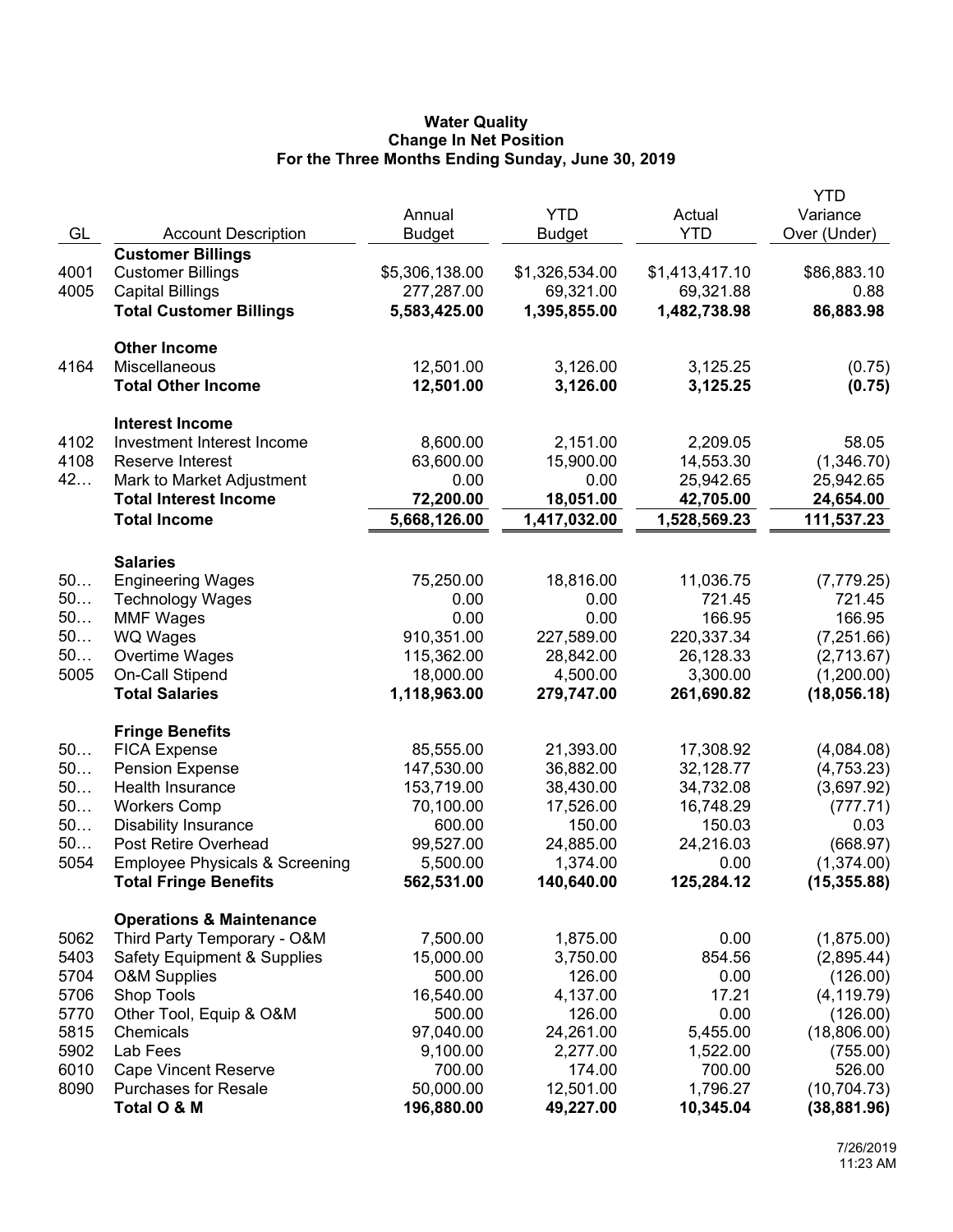**Water Quality**
**Change In Net Position**
**For the Three Months Ending Sunday, June 30, 2019**

| GL | Account Description | Annual Budget | YTD Budget | Actual YTD | YTD Variance Over (Under) |
|---|---|---|---|---|---|
| | **Customer Billings** | | | | |
| 4001 | Customer Billings | $5,306,138.00 | $1,326,534.00 | $1,413,417.10 | $86,883.10 |
| 4005 | Capital Billings | 277,287.00 | 69,321.00 | 69,321.88 | 0.88 |
| | **Total Customer Billings** | **5,583,425.00** | **1,395,855.00** | **1,482,738.98** | **86,883.98** |
| | **Other Income** | | | | |
| 4164 | Miscellaneous | 12,501.00 | 3,126.00 | 3,125.25 | (0.75) |
| | **Total Other Income** | **12,501.00** | **3,126.00** | **3,125.25** | **(0.75)** |
| | **Interest Income** | | | | |
| 4102 | Investment Interest Income | 8,600.00 | 2,151.00 | 2,209.05 | 58.05 |
| 4108 | Reserve Interest | 63,600.00 | 15,900.00 | 14,553.30 | (1,346.70) |
| 42… | Mark to Market Adjustment | 0.00 | 0.00 | 25,942.65 | 25,942.65 |
| | **Total Interest Income** | **72,200.00** | **18,051.00** | **42,705.00** | **24,654.00** |
| | **Total Income** | **5,668,126.00** | **1,417,032.00** | **1,528,569.23** | **111,537.23** |
| | **Salaries** | | | | |
| 50… | Engineering Wages | 75,250.00 | 18,816.00 | 11,036.75 | (7,779.25) |
| 50… | Technology Wages | 0.00 | 0.00 | 721.45 | 721.45 |
| 50… | MMF Wages | 0.00 | 0.00 | 166.95 | 166.95 |
| 50… | WQ Wages | 910,351.00 | 227,589.00 | 220,337.34 | (7,251.66) |
| 50… | Overtime Wages | 115,362.00 | 28,842.00 | 26,128.33 | (2,713.67) |
| 5005 | On-Call Stipend | 18,000.00 | 4,500.00 | 3,300.00 | (1,200.00) |
| | **Total Salaries** | **1,118,963.00** | **279,747.00** | **261,690.82** | **(18,056.18)** |
| | **Fringe Benefits** | | | | |
| 50… | FICA Expense | 85,555.00 | 21,393.00 | 17,308.92 | (4,084.08) |
| 50… | Pension Expense | 147,530.00 | 36,882.00 | 32,128.77 | (4,753.23) |
| 50… | Health Insurance | 153,719.00 | 38,430.00 | 34,732.08 | (3,697.92) |
| 50… | Workers Comp | 70,100.00 | 17,526.00 | 16,748.29 | (777.71) |
| 50… | Disability Insurance | 600.00 | 150.00 | 150.03 | 0.03 |
| 50… | Post Retire Overhead | 99,527.00 | 24,885.00 | 24,216.03 | (668.97) |
| 5054 | Employee Physicals & Screening | 5,500.00 | 1,374.00 | 0.00 | (1,374.00) |
| | **Total Fringe Benefits** | **562,531.00** | **140,640.00** | **125,284.12** | **(15,355.88)** |
| | **Operations & Maintenance** | | | | |
| 5062 | Third Party Temporary - O&M | 7,500.00 | 1,875.00 | 0.00 | (1,875.00) |
| 5403 | Safety Equipment & Supplies | 15,000.00 | 3,750.00 | 854.56 | (2,895.44) |
| 5704 | O&M Supplies | 500.00 | 126.00 | 0.00 | (126.00) |
| 5706 | Shop Tools | 16,540.00 | 4,137.00 | 17.21 | (4,119.79) |
| 5770 | Other Tool, Equip & O&M | 500.00 | 126.00 | 0.00 | (126.00) |
| 5815 | Chemicals | 97,040.00 | 24,261.00 | 5,455.00 | (18,806.00) |
| 5902 | Lab Fees | 9,100.00 | 2,277.00 | 1,522.00 | (755.00) |
| 6010 | Cape Vincent Reserve | 700.00 | 174.00 | 700.00 | 526.00 |
| 8090 | Purchases for Resale | 50,000.00 | 12,501.00 | 1,796.27 | (10,704.73) |
| | **Total O & M** | **196,880.00** | **49,227.00** | **10,345.04** | **(38,881.96)** |

7/26/2019
11:23 AM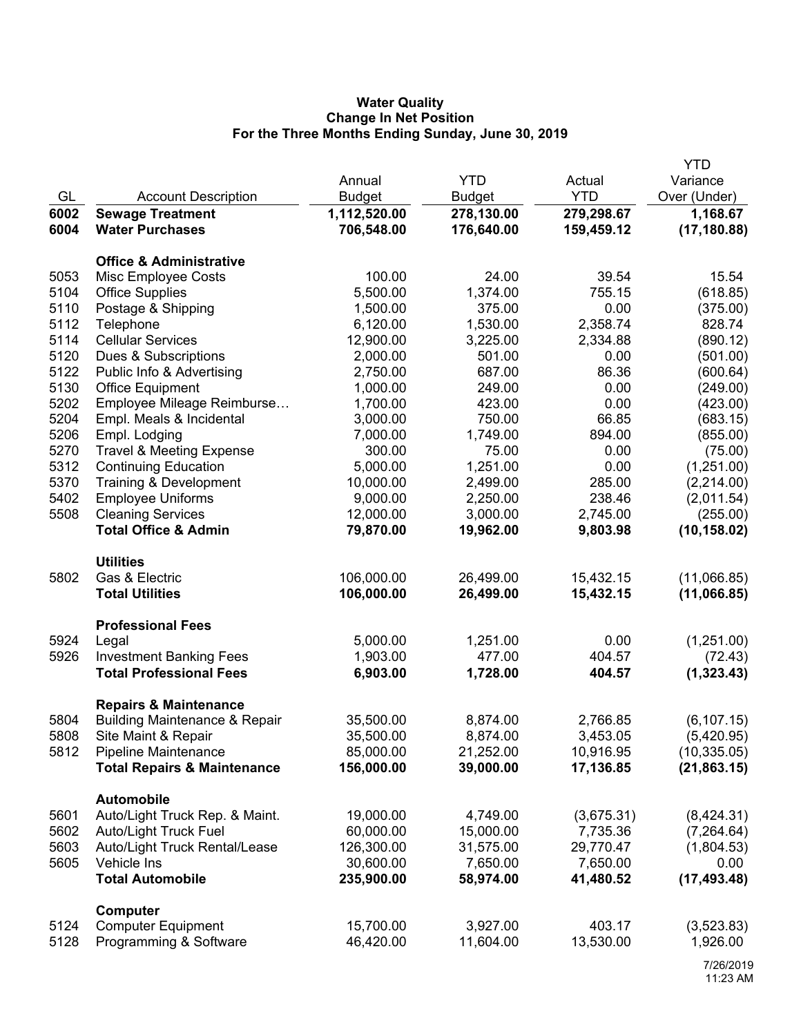**Water Quality**
**Change In Net Position**
**For the Three Months Ending Sunday, June 30, 2019**

| GL | Account Description | Annual Budget | YTD Budget | Actual YTD | YTD Variance Over (Under) |
|---|---|---|---|---|---|
| **6002** | **Sewage Treatment** | **1,112,520.00** | **278,130.00** | **279,298.67** | **1,168.67** |
| **6004** | **Water Purchases** | **706,548.00** | **176,640.00** | **159,459.12** | **(17,180.88)** |
| | **Office & Administrative** | | | | |
| 5053 | Misc Employee Costs | 100.00 | 24.00 | 39.54 | 15.54 |
| 5104 | Office Supplies | 5,500.00 | 1,374.00 | 755.15 | (618.85) |
| 5110 | Postage & Shipping | 1,500.00 | 375.00 | 0.00 | (375.00) |
| 5112 | Telephone | 6,120.00 | 1,530.00 | 2,358.74 | 828.74 |
| 5114 | Cellular Services | 12,900.00 | 3,225.00 | 2,334.88 | (890.12) |
| 5120 | Dues & Subscriptions | 2,000.00 | 501.00 | 0.00 | (501.00) |
| 5122 | Public Info & Advertising | 2,750.00 | 687.00 | 86.36 | (600.64) |
| 5130 | Office Equipment | 1,000.00 | 249.00 | 0.00 | (249.00) |
| 5202 | Employee Mileage Reimburse… | 1,700.00 | 423.00 | 0.00 | (423.00) |
| 5204 | Empl. Meals & Incidental | 3,000.00 | 750.00 | 66.85 | (683.15) |
| 5206 | Empl. Lodging | 7,000.00 | 1,749.00 | 894.00 | (855.00) |
| 5270 | Travel & Meeting Expense | 300.00 | 75.00 | 0.00 | (75.00) |
| 5312 | Continuing Education | 5,000.00 | 1,251.00 | 0.00 | (1,251.00) |
| 5370 | Training & Development | 10,000.00 | 2,499.00 | 285.00 | (2,214.00) |
| 5402 | Employee Uniforms | 9,000.00 | 2,250.00 | 238.46 | (2,011.54) |
| 5508 | Cleaning Services | 12,000.00 | 3,000.00 | 2,745.00 | (255.00) |
| | **Total Office & Admin** | **79,870.00** | **19,962.00** | **9,803.98** | **(10,158.02)** |
| | **Utilities** | | | | |
| 5802 | Gas & Electric | 106,000.00 | 26,499.00 | 15,432.15 | (11,066.85) |
| | **Total Utilities** | **106,000.00** | **26,499.00** | **15,432.15** | **(11,066.85)** |
| | **Professional Fees** | | | | |
| 5924 | Legal | 5,000.00 | 1,251.00 | 0.00 | (1,251.00) |
| 5926 | Investment Banking Fees | 1,903.00 | 477.00 | 404.57 | (72.43) |
| | **Total Professional Fees** | **6,903.00** | **1,728.00** | **404.57** | **(1,323.43)** |
| | **Repairs & Maintenance** | | | | |
| 5804 | Building Maintenance & Repair | 35,500.00 | 8,874.00 | 2,766.85 | (6,107.15) |
| 5808 | Site Maint & Repair | 35,500.00 | 8,874.00 | 3,453.05 | (5,420.95) |
| 5812 | Pipeline Maintenance | 85,000.00 | 21,252.00 | 10,916.95 | (10,335.05) |
| | **Total Repairs & Maintenance** | **156,000.00** | **39,000.00** | **17,136.85** | **(21,863.15)** |
| | **Automobile** | | | | |
| 5601 | Auto/Light Truck Rep. & Maint. | 19,000.00 | 4,749.00 | (3,675.31) | (8,424.31) |
| 5602 | Auto/Light Truck Fuel | 60,000.00 | 15,000.00 | 7,735.36 | (7,264.64) |
| 5603 | Auto/Light Truck Rental/Lease | 126,300.00 | 31,575.00 | 29,770.47 | (1,804.53) |
| 5605 | Vehicle Ins | 30,600.00 | 7,650.00 | 7,650.00 | 0.00 |
| | **Total Automobile** | **235,900.00** | **58,974.00** | **41,480.52** | **(17,493.48)** |
| | **Computer** | | | | |
| 5124 | Computer Equipment | 15,700.00 | 3,927.00 | 403.17 | (3,523.83) |
| 5128 | Programming & Software | 46,420.00 | 11,604.00 | 13,530.00 | 1,926.00 |

7/26/2019
11:23 AM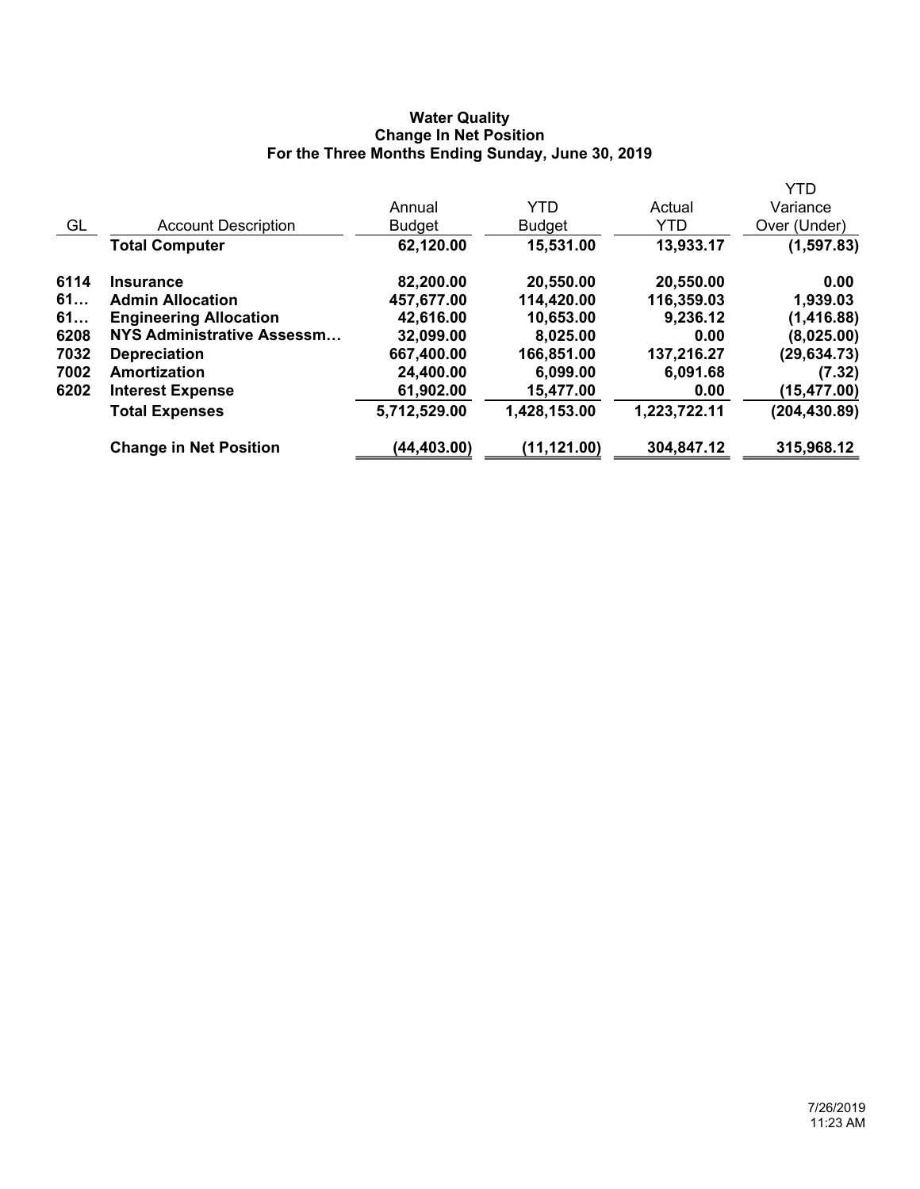**Water Quality**
**Change In Net Position**
**For the Three Months Ending Sunday, June 30, 2019**

| GL | Account Description | Annual Budget | YTD Budget | Actual YTD | YTD Variance Over (Under) |
|---|---|---|---|---|---|
| | **Total Computer** | **62,120.00** | **15,531.00** | **13,933.17** | **(1,597.83)** |
| **6114** | **Insurance** | **82,200.00** | **20,550.00** | **20,550.00** | **0.00** |
| **61…** | **Admin Allocation** | **457,677.00** | **114,420.00** | **116,359.03** | **1,939.03** |
| **61…** | **Engineering Allocation** | **42,616.00** | **10,653.00** | **9,236.12** | **(1,416.88)** |
| **6208** | **NYS Administrative Assessm…** | **32,099.00** | **8,025.00** | **0.00** | **(8,025.00)** |
| **7032** | **Depreciation** | **667,400.00** | **166,851.00** | **137,216.27** | **(29,634.73)** |
| **7002** | **Amortization** | **24,400.00** | **6,099.00** | **6,091.68** | **(7.32)** |
| **6202** | **Interest Expense** | **61,902.00** | **15,477.00** | **0.00** | **(15,477.00)** |
| | **Total Expenses** | **5,712,529.00** | **1,428,153.00** | **1,223,722.11** | **(204,430.89)** |
| | **Change in Net Position** | **(44,403.00)** | **(11,121.00)** | **304,847.12** | **315,968.12** |

7/26/2019
11:23 AM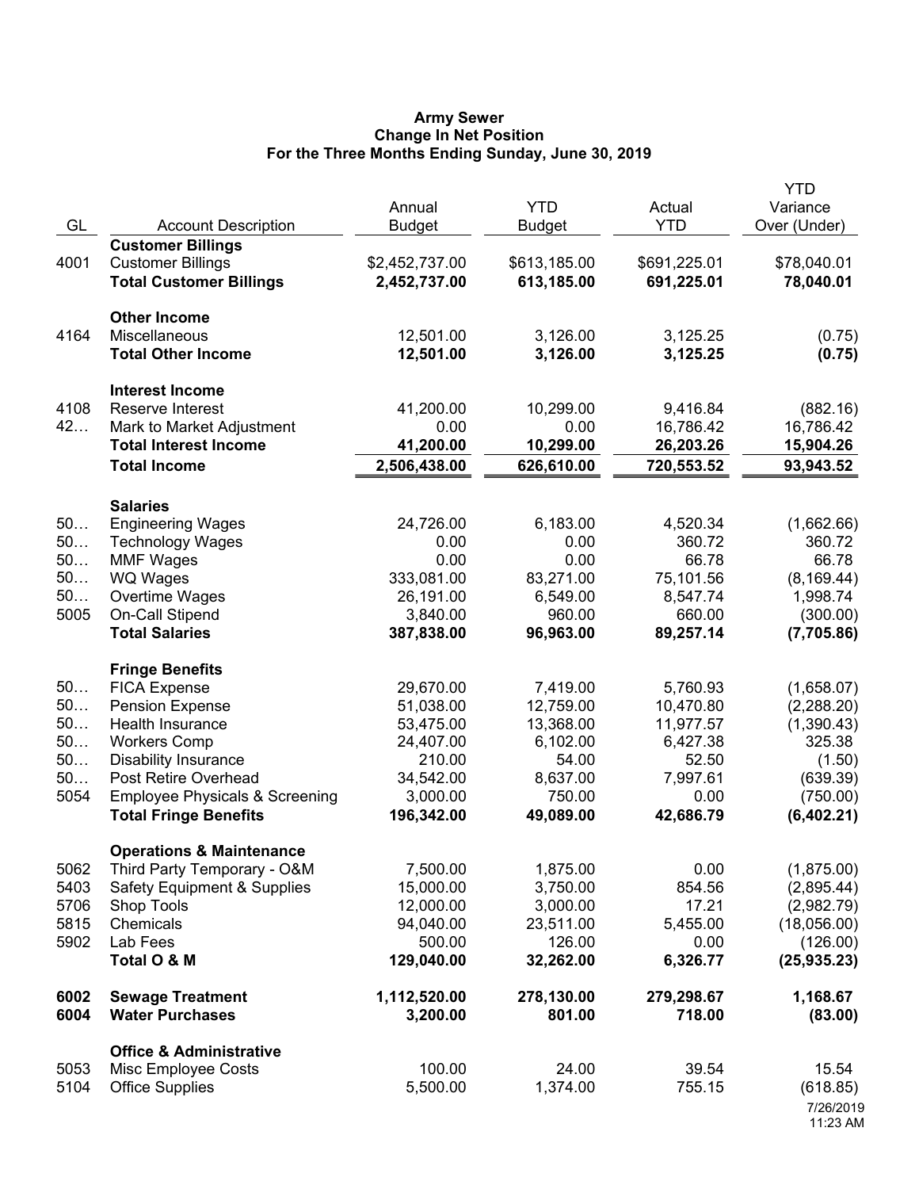**Army Sewer**
**Change In Net Position**
**For the Three Months Ending Sunday, June 30, 2019**

| GL | Account Description | Annual Budget | YTD Budget | Actual YTD | YTD Variance Over (Under) |
|---|---|---|---|---|---|
| | **Customer Billings** | | | | |
| 4001 | Customer Billings | $2,452,737.00 | $613,185.00 | $691,225.01 | $78,040.01 |
| | **Total Customer Billings** | **2,452,737.00** | **613,185.00** | **691,225.01** | **78,040.01** |
| | **Other Income** | | | | |
| 4164 | Miscellaneous | 12,501.00 | 3,126.00 | 3,125.25 | (0.75) |
| | **Total Other Income** | **12,501.00** | **3,126.00** | **3,125.25** | **(0.75)** |
| | **Interest Income** | | | | |
| 4108 | Reserve Interest | 41,200.00 | 10,299.00 | 9,416.84 | (882.16) |
| 42… | Mark to Market Adjustment | 0.00 | 0.00 | 16,786.42 | 16,786.42 |
| | **Total Interest Income** | **41,200.00** | **10,299.00** | **26,203.26** | **15,904.26** |
| | **Total Income** | **2,506,438.00** | **626,610.00** | **720,553.52** | **93,943.52** |
| | **Salaries** | | | | |
| 50… | Engineering Wages | 24,726.00 | 6,183.00 | 4,520.34 | (1,662.66) |
| 50… | Technology Wages | 0.00 | 0.00 | 360.72 | 360.72 |
| 50… | MMF Wages | 0.00 | 0.00 | 66.78 | 66.78 |
| 50… | WQ Wages | 333,081.00 | 83,271.00 | 75,101.56 | (8,169.44) |
| 50… | Overtime Wages | 26,191.00 | 6,549.00 | 8,547.74 | 1,998.74 |
| 5005 | On-Call Stipend | 3,840.00 | 960.00 | 660.00 | (300.00) |
| | **Total Salaries** | **387,838.00** | **96,963.00** | **89,257.14** | **(7,705.86)** |
| | **Fringe Benefits** | | | | |
| 50… | FICA Expense | 29,670.00 | 7,419.00 | 5,760.93 | (1,658.07) |
| 50… | Pension Expense | 51,038.00 | 12,759.00 | 10,470.80 | (2,288.20) |
| 50… | Health Insurance | 53,475.00 | 13,368.00 | 11,977.57 | (1,390.43) |
| 50… | Workers Comp | 24,407.00 | 6,102.00 | 6,427.38 | 325.38 |
| 50… | Disability Insurance | 210.00 | 54.00 | 52.50 | (1.50) |
| 50… | Post Retire Overhead | 34,542.00 | 8,637.00 | 7,997.61 | (639.39) |
| 5054 | Employee Physicals & Screening | 3,000.00 | 750.00 | 0.00 | (750.00) |
| | **Total Fringe Benefits** | **196,342.00** | **49,089.00** | **42,686.79** | **(6,402.21)** |
| | **Operations & Maintenance** | | | | |
| 5062 | Third Party Temporary - O&M | 7,500.00 | 1,875.00 | 0.00 | (1,875.00) |
| 5403 | Safety Equipment & Supplies | 15,000.00 | 3,750.00 | 854.56 | (2,895.44) |
| 5706 | Shop Tools | 12,000.00 | 3,000.00 | 17.21 | (2,982.79) |
| 5815 | Chemicals | 94,040.00 | 23,511.00 | 5,455.00 | (18,056.00) |
| 5902 | Lab Fees | 500.00 | 126.00 | 0.00 | (126.00) |
| | **Total O & M** | **129,040.00** | **32,262.00** | **6,326.77** | **(25,935.23)** |
| **6002** | **Sewage Treatment** | **1,112,520.00** | **278,130.00** | **279,298.67** | **1,168.67** |
| **6004** | **Water Purchases** | **3,200.00** | **801.00** | **718.00** | **(83.00)** |
| | **Office & Administrative** | | | | |
| 5053 | Misc Employee Costs | 100.00 | 24.00 | 39.54 | 15.54 |
| 5104 | Office Supplies | 5,500.00 | 1,374.00 | 755.15 | (618.85) |

7/26/2019
11:23 AM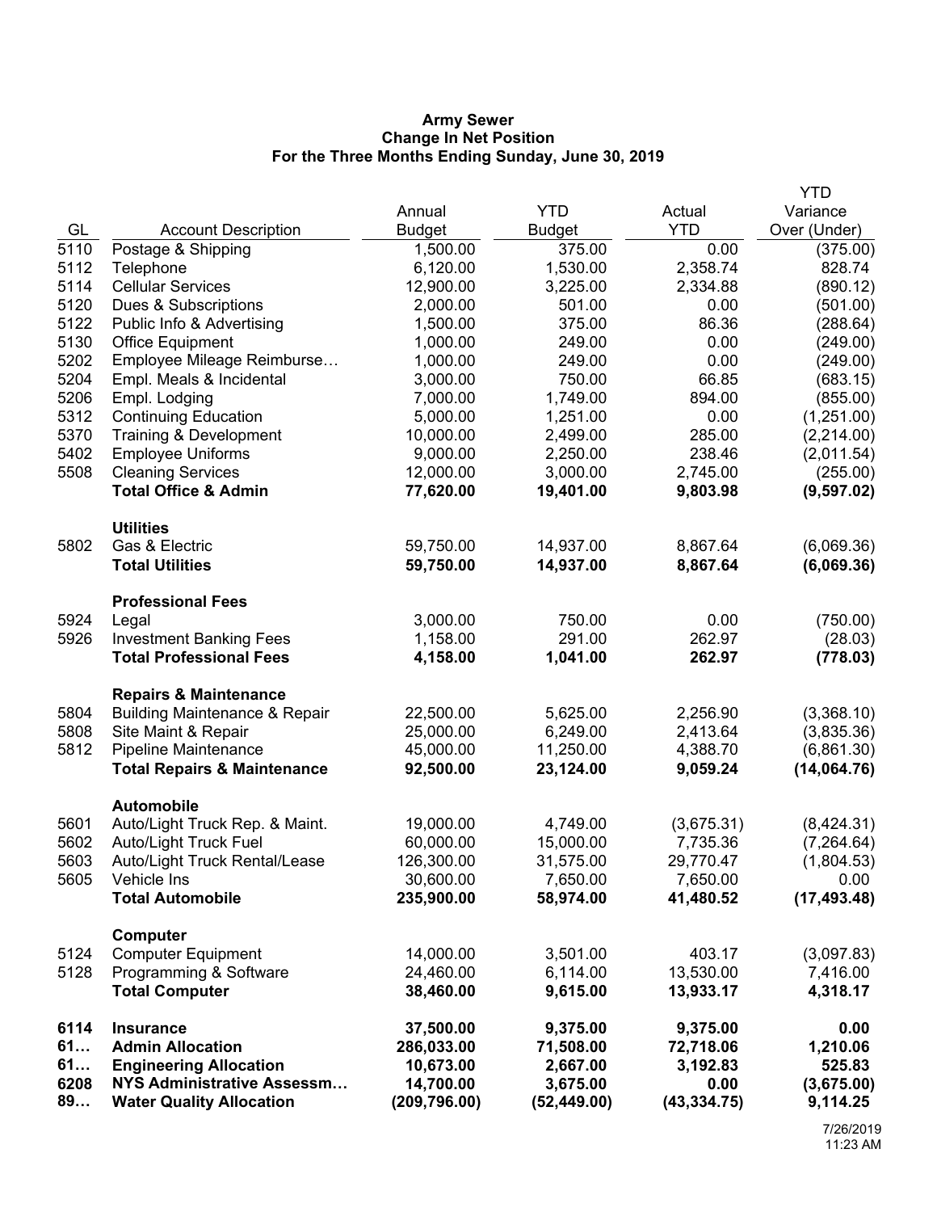**Army Sewer**
**Change In Net Position**
**For the Three Months Ending Sunday, June 30, 2019**

| GL | Account Description | Annual Budget | YTD Budget | Actual YTD | YTD Variance Over (Under) |
|---|---|---|---|---|---|
| 5110 | Postage & Shipping | 1,500.00 | 375.00 | 0.00 | (375.00) |
| 5112 | Telephone | 6,120.00 | 1,530.00 | 2,358.74 | 828.74 |
| 5114 | Cellular Services | 12,900.00 | 3,225.00 | 2,334.88 | (890.12) |
| 5120 | Dues & Subscriptions | 2,000.00 | 501.00 | 0.00 | (501.00) |
| 5122 | Public Info & Advertising | 1,500.00 | 375.00 | 86.36 | (288.64) |
| 5130 | Office Equipment | 1,000.00 | 249.00 | 0.00 | (249.00) |
| 5202 | Employee Mileage Reimburse… | 1,000.00 | 249.00 | 0.00 | (249.00) |
| 5204 | Empl. Meals & Incidental | 3,000.00 | 750.00 | 66.85 | (683.15) |
| 5206 | Empl. Lodging | 7,000.00 | 1,749.00 | 894.00 | (855.00) |
| 5312 | Continuing Education | 5,000.00 | 1,251.00 | 0.00 | (1,251.00) |
| 5370 | Training & Development | 10,000.00 | 2,499.00 | 285.00 | (2,214.00) |
| 5402 | Employee Uniforms | 9,000.00 | 2,250.00 | 238.46 | (2,011.54) |
| 5508 | Cleaning Services | 12,000.00 | 3,000.00 | 2,745.00 | (255.00) |
| | **Total Office & Admin** | **77,620.00** | **19,401.00** | **9,803.98** | **(9,597.02)** |
| | **Utilities** | | | | |
| 5802 | Gas & Electric | 59,750.00 | 14,937.00 | 8,867.64 | (6,069.36) |
| | **Total Utilities** | **59,750.00** | **14,937.00** | **8,867.64** | **(6,069.36)** |
| | **Professional Fees** | | | | |
| 5924 | Legal | 3,000.00 | 750.00 | 0.00 | (750.00) |
| 5926 | Investment Banking Fees | 1,158.00 | 291.00 | 262.97 | (28.03) |
| | **Total Professional Fees** | **4,158.00** | **1,041.00** | **262.97** | **(778.03)** |
| | **Repairs & Maintenance** | | | | |
| 5804 | Building Maintenance & Repair | 22,500.00 | 5,625.00 | 2,256.90 | (3,368.10) |
| 5808 | Site Maint & Repair | 25,000.00 | 6,249.00 | 2,413.64 | (3,835.36) |
| 5812 | Pipeline Maintenance | 45,000.00 | 11,250.00 | 4,388.70 | (6,861.30) |
| | **Total Repairs & Maintenance** | **92,500.00** | **23,124.00** | **9,059.24** | **(14,064.76)** |
| | **Automobile** | | | | |
| 5601 | Auto/Light Truck Rep. & Maint. | 19,000.00 | 4,749.00 | (3,675.31) | (8,424.31) |
| 5602 | Auto/Light Truck Fuel | 60,000.00 | 15,000.00 | 7,735.36 | (7,264.64) |
| 5603 | Auto/Light Truck Rental/Lease | 126,300.00 | 31,575.00 | 29,770.47 | (1,804.53) |
| 5605 | Vehicle Ins | 30,600.00 | 7,650.00 | 7,650.00 | 0.00 |
| | **Total Automobile** | **235,900.00** | **58,974.00** | **41,480.52** | **(17,493.48)** |
| | **Computer** | | | | |
| 5124 | Computer Equipment | 14,000.00 | 3,501.00 | 403.17 | (3,097.83) |
| 5128 | Programming & Software | 24,460.00 | 6,114.00 | 13,530.00 | 7,416.00 |
| | **Total Computer** | **38,460.00** | **9,615.00** | **13,933.17** | **4,318.17** |
| **6114** | **Insurance** | **37,500.00** | **9,375.00** | **9,375.00** | **0.00** |
| **61…** | **Admin Allocation** | **286,033.00** | **71,508.00** | **72,718.06** | **1,210.06** |
| **61…** | **Engineering Allocation** | **10,673.00** | **2,667.00** | **3,192.83** | **525.83** |
| **6208** | **NYS Administrative Assessm…** | **14,700.00** | **3,675.00** | **0.00** | **(3,675.00)** |
| **89…** | **Water Quality Allocation** | **(209,796.00)** | **(52,449.00)** | **(43,334.75)** | **9,114.25** |

7/26/2019
11:23 AM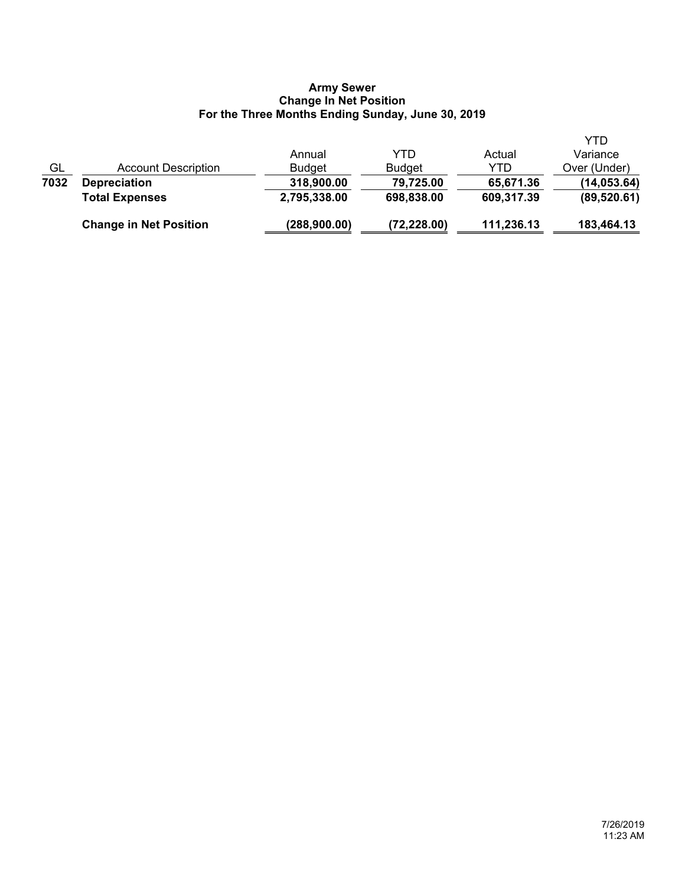**Army Sewer**
**Change In Net Position**
**For the Three Months Ending Sunday, June 30, 2019**

| GL | Account Description | Annual Budget | YTD Budget | Actual YTD | YTD Variance Over (Under) |
|---|---|---|---|---|---|
| **7032** | **Depreciation** | **318,900.00** | **79,725.00** | **65,671.36** | **(14,053.64)** |
| | **Total Expenses** | **2,795,338.00** | **698,838.00** | **609,317.39** | **(89,520.61)** |
| | **Change in Net Position** | **(288,900.00)** | **(72,228.00)** | **111,236.13** | **183,464.13** |

7/26/2019
11:23 AM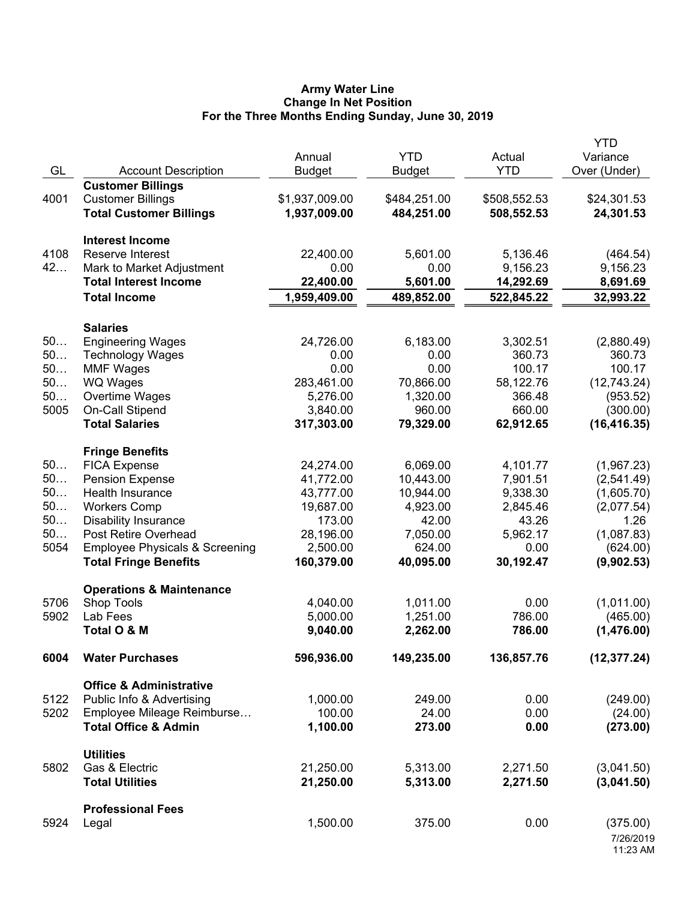**Army Water Line**
**Change In Net Position**
**For the Three Months Ending Sunday, June 30, 2019**

| GL | Account Description | Annual Budget | YTD Budget | Actual YTD | YTD Variance Over (Under) |
|---|---|---|---|---|---|
| | **Customer Billings** | | | | |
| 4001 | Customer Billings | $1,937,009.00 | $484,251.00 | $508,552.53 | $24,301.53 |
| | **Total Customer Billings** | **1,937,009.00** | **484,251.00** | **508,552.53** | **24,301.53** |
| | **Interest Income** | | | | |
| 4108 | Reserve Interest | 22,400.00 | 5,601.00 | 5,136.46 | (464.54) |
| 42… | Mark to Market Adjustment | 0.00 | 0.00 | 9,156.23 | 9,156.23 |
| | **Total Interest Income** | **22,400.00** | **5,601.00** | **14,292.69** | **8,691.69** |
| | **Total Income** | **1,959,409.00** | **489,852.00** | **522,845.22** | **32,993.22** |
| | **Salaries** | | | | |
| 50… | Engineering Wages | 24,726.00 | 6,183.00 | 3,302.51 | (2,880.49) |
| 50… | Technology Wages | 0.00 | 0.00 | 360.73 | 360.73 |
| 50… | MMF Wages | 0.00 | 0.00 | 100.17 | 100.17 |
| 50… | WQ Wages | 283,461.00 | 70,866.00 | 58,122.76 | (12,743.24) |
| 50… | Overtime Wages | 5,276.00 | 1,320.00 | 366.48 | (953.52) |
| 5005 | On-Call Stipend | 3,840.00 | 960.00 | 660.00 | (300.00) |
| | **Total Salaries** | **317,303.00** | **79,329.00** | **62,912.65** | **(16,416.35)** |
| | **Fringe Benefits** | | | | |
| 50… | FICA Expense | 24,274.00 | 6,069.00 | 4,101.77 | (1,967.23) |
| 50… | Pension Expense | 41,772.00 | 10,443.00 | 7,901.51 | (2,541.49) |
| 50… | Health Insurance | 43,777.00 | 10,944.00 | 9,338.30 | (1,605.70) |
| 50… | Workers Comp | 19,687.00 | 4,923.00 | 2,845.46 | (2,077.54) |
| 50… | Disability Insurance | 173.00 | 42.00 | 43.26 | 1.26 |
| 50… | Post Retire Overhead | 28,196.00 | 7,050.00 | 5,962.17 | (1,087.83) |
| 5054 | Employee Physicals & Screening | 2,500.00 | 624.00 | 0.00 | (624.00) |
| | **Total Fringe Benefits** | **160,379.00** | **40,095.00** | **30,192.47** | **(9,902.53)** |
| | **Operations & Maintenance** | | | | |
| 5706 | Shop Tools | 4,040.00 | 1,011.00 | 0.00 | (1,011.00) |
| 5902 | Lab Fees | 5,000.00 | 1,251.00 | 786.00 | (465.00) |
| | **Total O & M** | **9,040.00** | **2,262.00** | **786.00** | **(1,476.00)** |
| **6004** | **Water Purchases** | **596,936.00** | **149,235.00** | **136,857.76** | **(12,377.24)** |
| | **Office & Administrative** | | | | |
| 5122 | Public Info & Advertising | 1,000.00 | 249.00 | 0.00 | (249.00) |
| 5202 | Employee Mileage Reimburse… | 100.00 | 24.00 | 0.00 | (24.00) |
| | **Total Office & Admin** | **1,100.00** | **273.00** | **0.00** | **(273.00)** |
| | **Utilities** | | | | |
| 5802 | Gas & Electric | 21,250.00 | 5,313.00 | 2,271.50 | (3,041.50) |
| | **Total Utilities** | **21,250.00** | **5,313.00** | **2,271.50** | **(3,041.50)** |
| | **Professional Fees** | | | | |
| 5924 | Legal | 1,500.00 | 375.00 | 0.00 | (375.00) |

7/26/2019
11:23 AM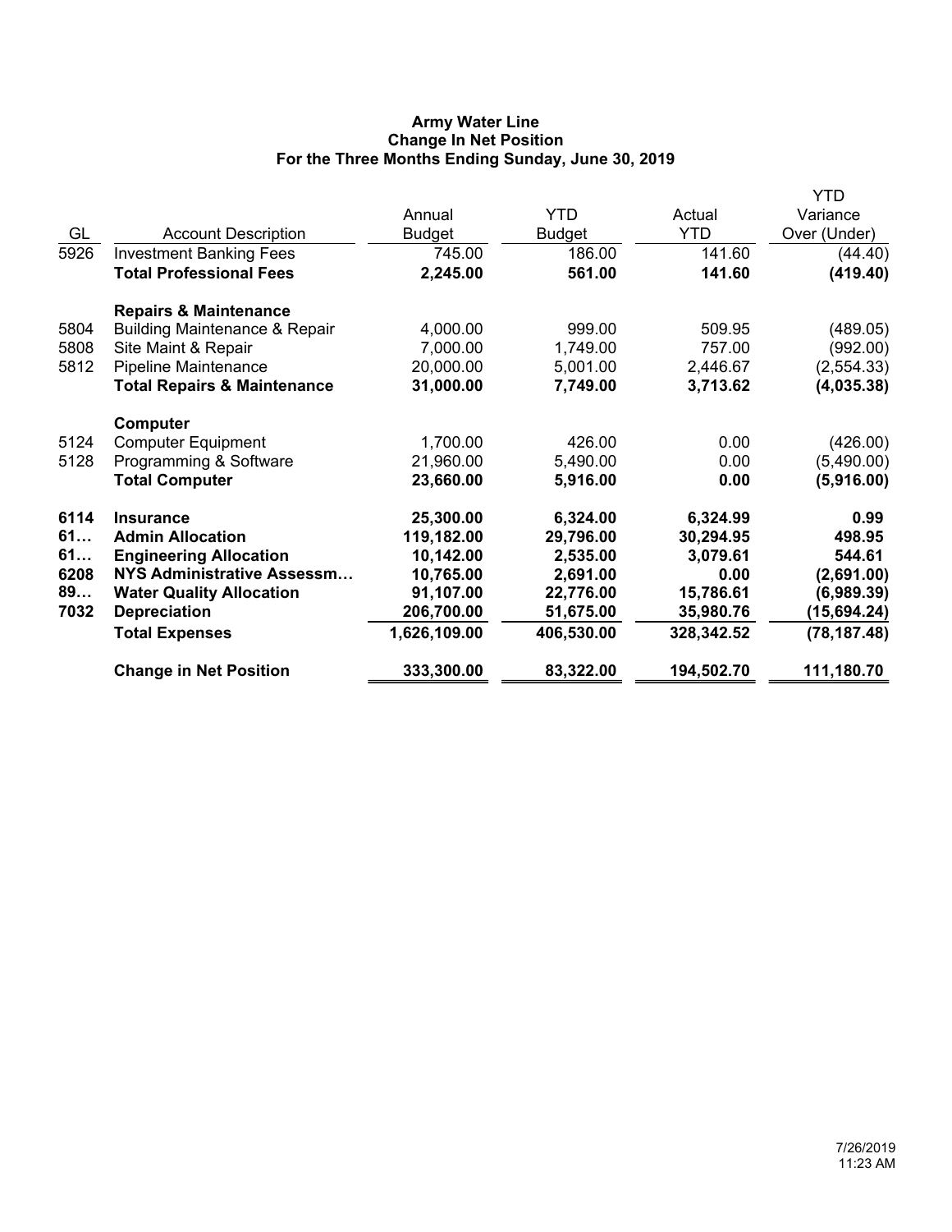# Army Water Line
## Change In Net Position
### For the Three Months Ending Sunday, June 30, 2019

| GL | Account Description | Annual Budget | YTD Budget | Actual YTD | YTD Variance Over (Under) |
|---|---|---|---|---|---|
| 5926 | Investment Banking Fees | 745.00 | 186.00 | 141.60 | (44.40) |
| | **Total Professional Fees** | **2,245.00** | **561.00** | **141.60** | **(419.40)** |
| | **Repairs & Maintenance** | | | | |
| 5804 | Building Maintenance & Repair | 4,000.00 | 999.00 | 509.95 | (489.05) |
| 5808 | Site Maint & Repair | 7,000.00 | 1,749.00 | 757.00 | (992.00) |
| 5812 | Pipeline Maintenance | 20,000.00 | 5,001.00 | 2,446.67 | (2,554.33) |
| | **Total Repairs & Maintenance** | **31,000.00** | **7,749.00** | **3,713.62** | **(4,035.38)** |
| | **Computer** | | | | |
| 5124 | Computer Equipment | 1,700.00 | 426.00 | 0.00 | (426.00) |
| 5128 | Programming & Software | 21,960.00 | 5,490.00 | 0.00 | (5,490.00) |
| | **Total Computer** | **23,660.00** | **5,916.00** | **0.00** | **(5,916.00)** |
| **6114** | **Insurance** | **25,300.00** | **6,324.00** | **6,324.99** | **0.99** |
| **61…** | **Admin Allocation** | **119,182.00** | **29,796.00** | **30,294.95** | **498.95** |
| **61…** | **Engineering Allocation** | **10,142.00** | **2,535.00** | **3,079.61** | **544.61** |
| **6208** | **NYS Administrative Assessm…** | **10,765.00** | **2,691.00** | **0.00** | **(2,691.00)** |
| **89…** | **Water Quality Allocation** | **91,107.00** | **22,776.00** | **15,786.61** | **(6,989.39)** |
| **7032** | **Depreciation** | **206,700.00** | **51,675.00** | **35,980.76** | **(15,694.24)** |
| | **Total Expenses** | **1,626,109.00** | **406,530.00** | **328,342.52** | **(78,187.48)** |
| | **Change in Net Position** | **333,300.00** | **83,322.00** | **194,502.70** | **111,180.70** |

7/26/2019
11:23 AM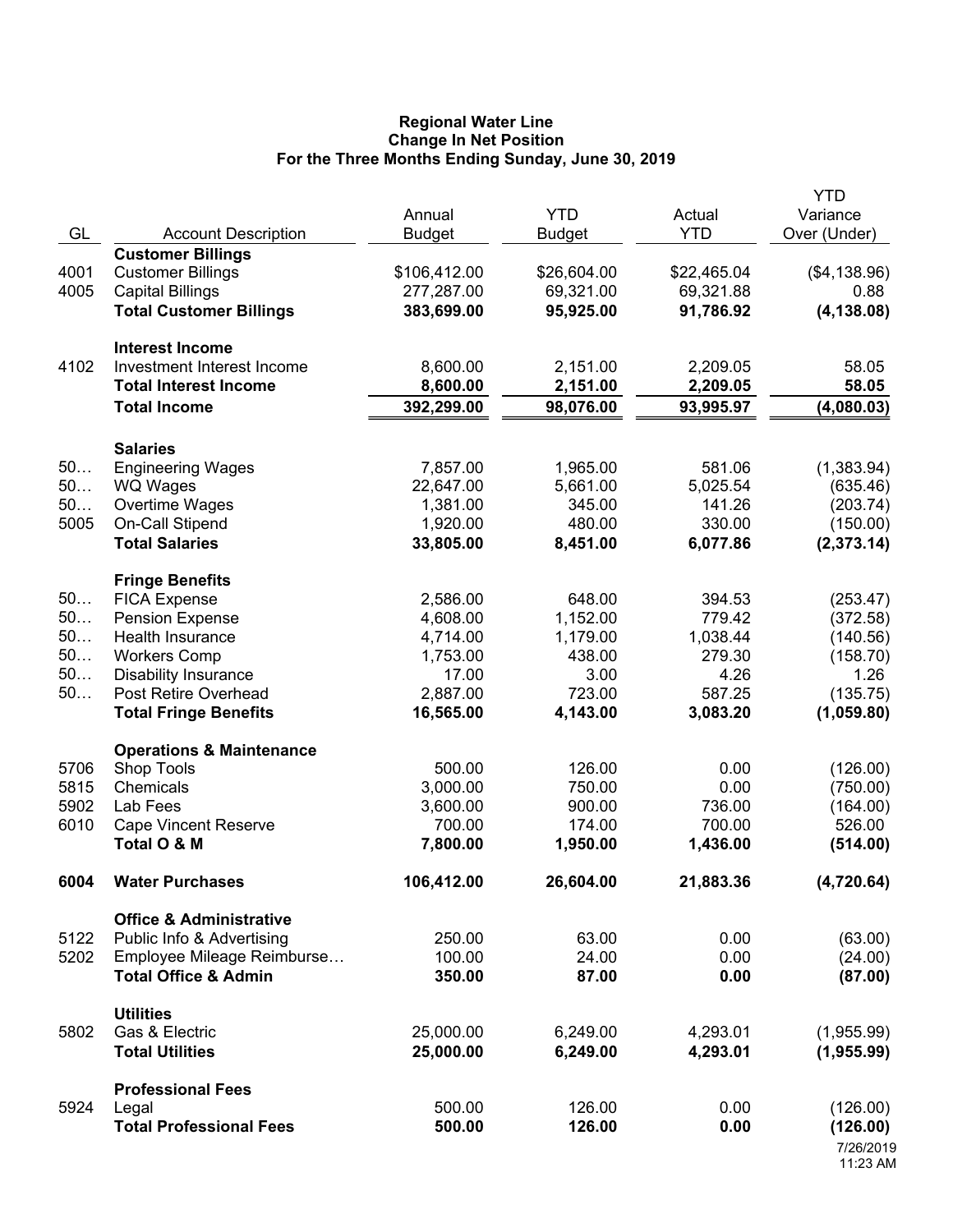**Regional Water Line**
**Change In Net Position**
**For the Three Months Ending Sunday, June 30, 2019**

| GL | Account Description | Annual Budget | YTD Budget | Actual YTD | YTD Variance Over (Under) |
|---|---|---|---|---|---|
| | **Customer Billings** | | | | |
| 4001 | Customer Billings | $106,412.00 | $26,604.00 | $22,465.04 | ($4,138.96) |
| 4005 | Capital Billings | 277,287.00 | 69,321.00 | 69,321.88 | 0.88 |
| | **Total Customer Billings** | **383,699.00** | **95,925.00** | **91,786.92** | **(4,138.08)** |
| | **Interest Income** | | | | |
| 4102 | Investment Interest Income | 8,600.00 | 2,151.00 | 2,209.05 | 58.05 |
| | **Total Interest Income** | **8,600.00** | **2,151.00** | **2,209.05** | **58.05** |
| | **Total Income** | **392,299.00** | **98,076.00** | **93,995.97** | **(4,080.03)** |
| | **Salaries** | | | | |
| 50… | Engineering Wages | 7,857.00 | 1,965.00 | 581.06 | (1,383.94) |
| 50… | WQ Wages | 22,647.00 | 5,661.00 | 5,025.54 | (635.46) |
| 50… | Overtime Wages | 1,381.00 | 345.00 | 141.26 | (203.74) |
| 5005 | On-Call Stipend | 1,920.00 | 480.00 | 330.00 | (150.00) |
| | **Total Salaries** | **33,805.00** | **8,451.00** | **6,077.86** | **(2,373.14)** |
| | **Fringe Benefits** | | | | |
| 50… | FICA Expense | 2,586.00 | 648.00 | 394.53 | (253.47) |
| 50… | Pension Expense | 4,608.00 | 1,152.00 | 779.42 | (372.58) |
| 50… | Health Insurance | 4,714.00 | 1,179.00 | 1,038.44 | (140.56) |
| 50… | Workers Comp | 1,753.00 | 438.00 | 279.30 | (158.70) |
| 50… | Disability Insurance | 17.00 | 3.00 | 4.26 | 1.26 |
| 50… | Post Retire Overhead | 2,887.00 | 723.00 | 587.25 | (135.75) |
| | **Total Fringe Benefits** | **16,565.00** | **4,143.00** | **3,083.20** | **(1,059.80)** |
| | **Operations & Maintenance** | | | | |
| 5706 | Shop Tools | 500.00 | 126.00 | 0.00 | (126.00) |
| 5815 | Chemicals | 3,000.00 | 750.00 | 0.00 | (750.00) |
| 5902 | Lab Fees | 3,600.00 | 900.00 | 736.00 | (164.00) |
| 6010 | Cape Vincent Reserve | 700.00 | 174.00 | 700.00 | 526.00 |
| | **Total O & M** | **7,800.00** | **1,950.00** | **1,436.00** | **(514.00)** |
| **6004** | **Water Purchases** | **106,412.00** | **26,604.00** | **21,883.36** | **(4,720.64)** |
| | **Office & Administrative** | | | | |
| 5122 | Public Info & Advertising | 250.00 | 63.00 | 0.00 | (63.00) |
| 5202 | Employee Mileage Reimburse… | 100.00 | 24.00 | 0.00 | (24.00) |
| | **Total Office & Admin** | **350.00** | **87.00** | **0.00** | **(87.00)** |
| | **Utilities** | | | | |
| 5802 | Gas & Electric | 25,000.00 | 6,249.00 | 4,293.01 | (1,955.99) |
| | **Total Utilities** | **25,000.00** | **6,249.00** | **4,293.01** | **(1,955.99)** |
| | **Professional Fees** | | | | |
| 5924 | Legal | 500.00 | 126.00 | 0.00 | (126.00) |
| | **Total Professional Fees** | **500.00** | **126.00** | **0.00** | **(126.00)** |

7/26/2019
11:23 AM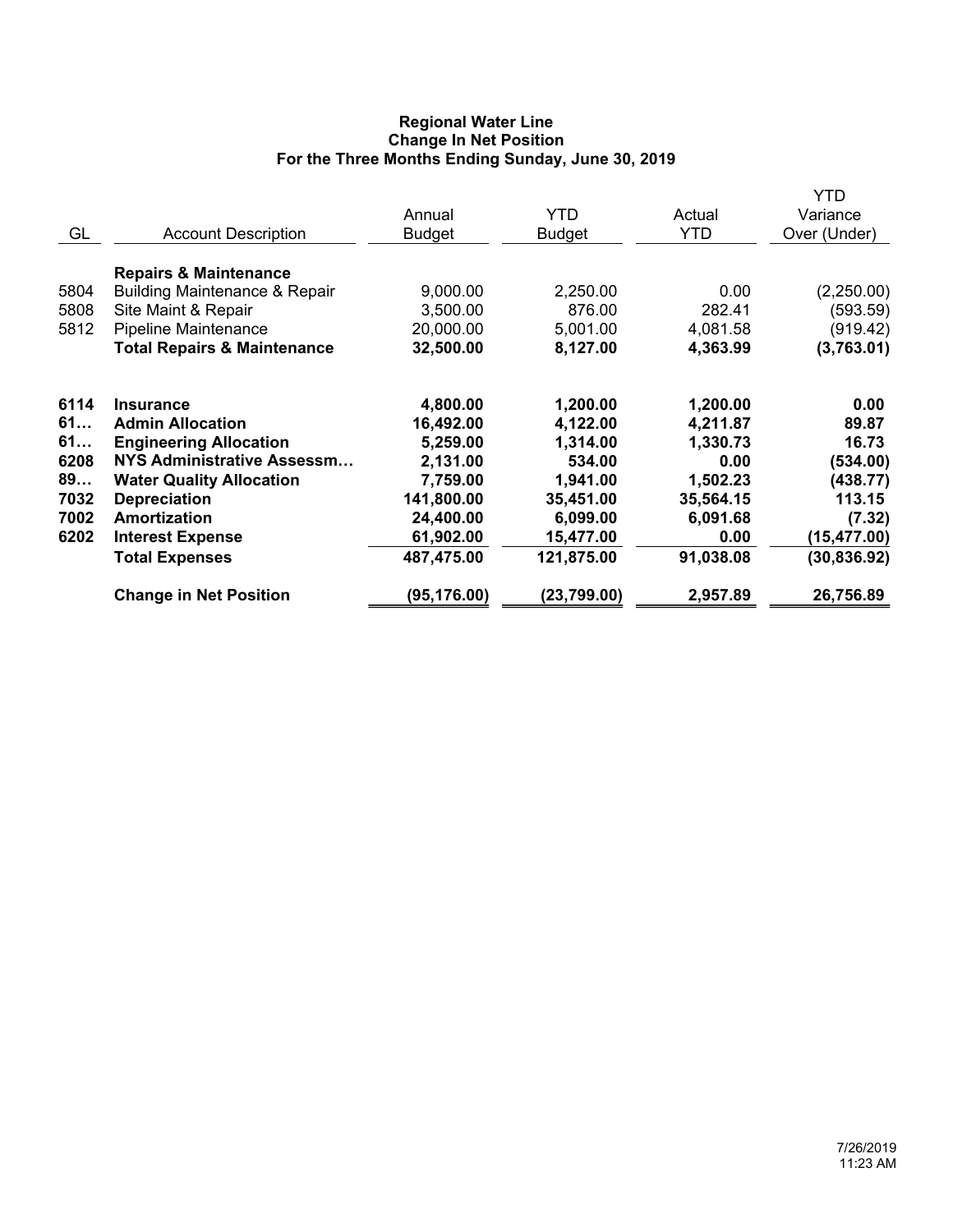**Regional Water Line**
**Change In Net Position**
**For the Three Months Ending Sunday, June 30, 2019**

| GL | Account Description | Annual Budget | YTD Budget | Actual YTD | YTD Variance Over (Under) |
|---|---|---|---|---|---|
| | **Repairs & Maintenance** | | | | |
| 5804 | Building Maintenance & Repair | 9,000.00 | 2,250.00 | 0.00 | (2,250.00) |
| 5808 | Site Maint & Repair | 3,500.00 | 876.00 | 282.41 | (593.59) |
| 5812 | Pipeline Maintenance | 20,000.00 | 5,001.00 | 4,081.58 | (919.42) |
| | **Total Repairs & Maintenance** | **32,500.00** | **8,127.00** | **4,363.99** | **(3,763.01)** |
| **6114** | **Insurance** | **4,800.00** | **1,200.00** | **1,200.00** | **0.00** |
| **61…** | **Admin Allocation** | **16,492.00** | **4,122.00** | **4,211.87** | **89.87** |
| **61…** | **Engineering Allocation** | **5,259.00** | **1,314.00** | **1,330.73** | **16.73** |
| **6208** | **NYS Administrative Assessm…** | **2,131.00** | **534.00** | **0.00** | **(534.00)** |
| **89…** | **Water Quality Allocation** | **7,759.00** | **1,941.00** | **1,502.23** | **(438.77)** |
| **7032** | **Depreciation** | **141,800.00** | **35,451.00** | **35,564.15** | **113.15** |
| **7002** | **Amortization** | **24,400.00** | **6,099.00** | **6,091.68** | **(7.32)** |
| **6202** | **Interest Expense** | **61,902.00** | **15,477.00** | **0.00** | **(15,477.00)** |
| | **Total Expenses** | **487,475.00** | **121,875.00** | **91,038.08** | **(30,836.92)** |
| | **Change in Net Position** | **(95,176.00)** | **(23,799.00)** | **2,957.89** | **26,756.89** |

7/26/2019
11:23 AM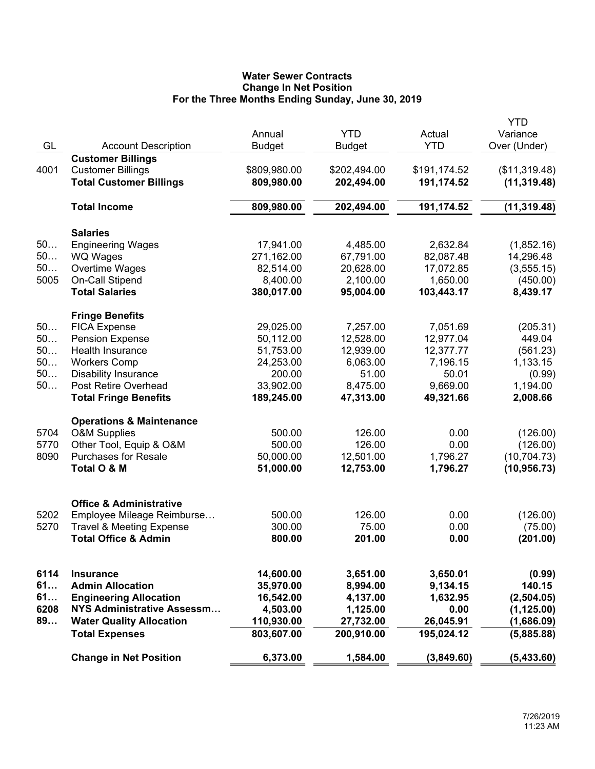# Water Sewer Contracts
## Change In Net Position
### For the Three Months Ending Sunday, June 30, 2019

| GL | Account Description | Annual Budget | YTD Budget | Actual YTD | YTD Variance Over (Under) |
|---|---|---|---|---|---|
| | **Customer Billings** | | | | |
| 4001 | Customer Billings | $809,980.00 | $202,494.00 | $191,174.52 | ($11,319.48) |
| | **Total Customer Billings** | **809,980.00** | **202,494.00** | **191,174.52** | **(11,319.48)** |
| | **Total Income** | **809,980.00** | **202,494.00** | **191,174.52** | **(11,319.48)** |
| | **Salaries** | | | | |
| 50… | Engineering Wages | 17,941.00 | 4,485.00 | 2,632.84 | (1,852.16) |
| 50… | WQ Wages | 271,162.00 | 67,791.00 | 82,087.48 | 14,296.48 |
| 50… | Overtime Wages | 82,514.00 | 20,628.00 | 17,072.85 | (3,555.15) |
| 5005 | On-Call Stipend | 8,400.00 | 2,100.00 | 1,650.00 | (450.00) |
| | **Total Salaries** | **380,017.00** | **95,004.00** | **103,443.17** | **8,439.17** |
| | **Fringe Benefits** | | | | |
| 50… | FICA Expense | 29,025.00 | 7,257.00 | 7,051.69 | (205.31) |
| 50… | Pension Expense | 50,112.00 | 12,528.00 | 12,977.04 | 449.04 |
| 50… | Health Insurance | 51,753.00 | 12,939.00 | 12,377.77 | (561.23) |
| 50… | Workers Comp | 24,253.00 | 6,063.00 | 7,196.15 | 1,133.15 |
| 50… | Disability Insurance | 200.00 | 51.00 | 50.01 | (0.99) |
| 50… | Post Retire Overhead | 33,902.00 | 8,475.00 | 9,669.00 | 1,194.00 |
| | **Total Fringe Benefits** | **189,245.00** | **47,313.00** | **49,321.66** | **2,008.66** |
| | **Operations & Maintenance** | | | | |
| 5704 | O&M Supplies | 500.00 | 126.00 | 0.00 | (126.00) |
| 5770 | Other Tool, Equip & O&M | 500.00 | 126.00 | 0.00 | (126.00) |
| 8090 | Purchases for Resale | 50,000.00 | 12,501.00 | 1,796.27 | (10,704.73) |
| | **Total O & M** | **51,000.00** | **12,753.00** | **1,796.27** | **(10,956.73)** |
| | **Office & Administrative** | | | | |
| 5202 | Employee Mileage Reimburse… | 500.00 | 126.00 | 0.00 | (126.00) |
| 5270 | Travel & Meeting Expense | 300.00 | 75.00 | 0.00 | (75.00) |
| | **Total Office & Admin** | **800.00** | **201.00** | **0.00** | **(201.00)** |
| **6114** | **Insurance** | **14,600.00** | **3,651.00** | **3,650.01** | **(0.99)** |
| **61…** | **Admin Allocation** | **35,970.00** | **8,994.00** | **9,134.15** | **140.15** |
| **61…** | **Engineering Allocation** | **16,542.00** | **4,137.00** | **1,632.95** | **(2,504.05)** |
| **6208** | **NYS Administrative Assessm…** | **4,503.00** | **1,125.00** | **0.00** | **(1,125.00)** |
| **89…** | **Water Quality Allocation** | **110,930.00** | **27,732.00** | **26,045.91** | **(1,686.09)** |
| | **Total Expenses** | **803,607.00** | **200,910.00** | **195,024.12** | **(5,885.88)** |
| | **Change in Net Position** | **6,373.00** | **1,584.00** | **(3,849.60)** | **(5,433.60)** |

7/26/2019
11:23 AM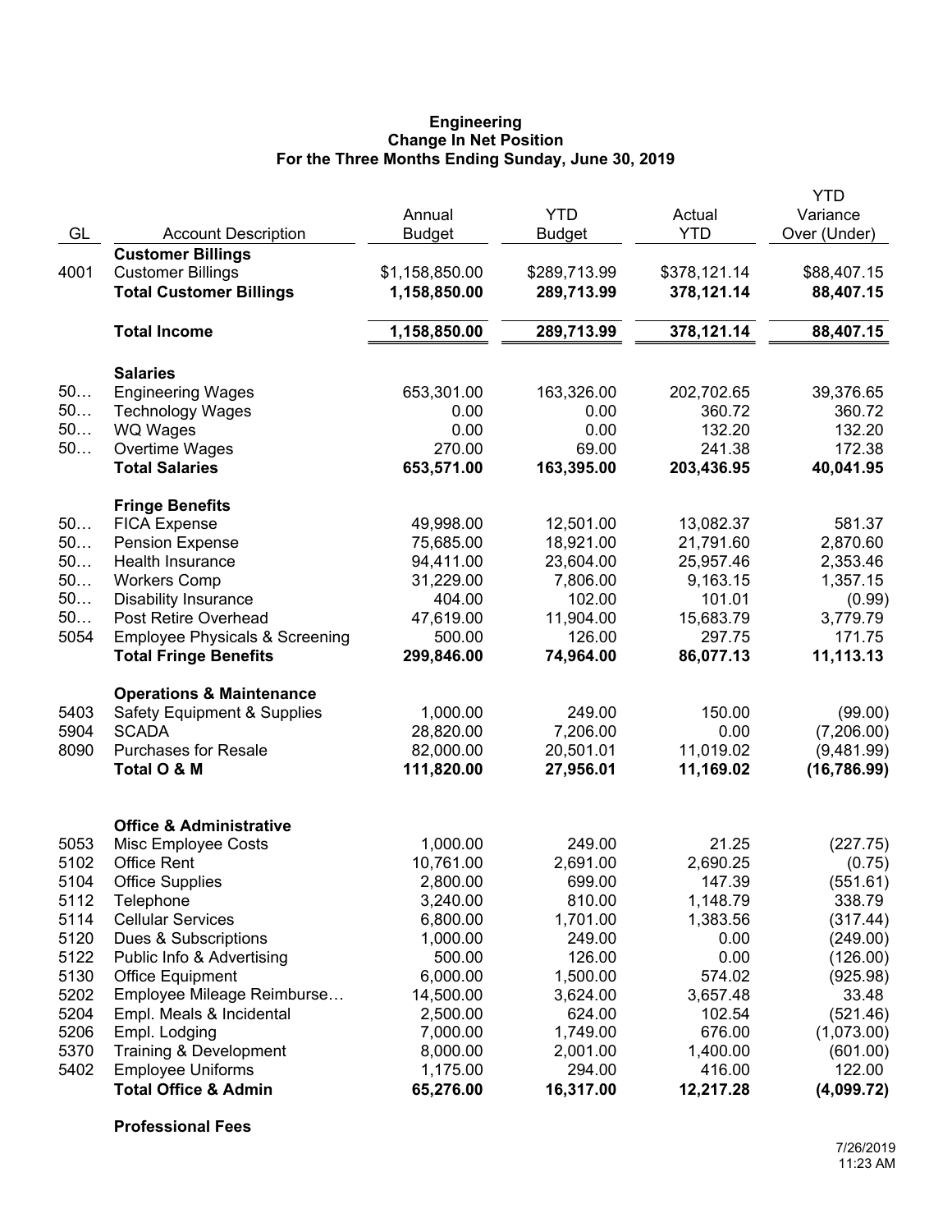**Engineering**
**Change In Net Position**
**For the Three Months Ending Sunday, June 30, 2019**

| GL | Account Description | Annual Budget | YTD Budget | Actual YTD | YTD Variance Over (Under) |
|---|---|---|---|---|---|
| | **Customer Billings** | | | | |
| 4001 | Customer Billings | $1,158,850.00 | $289,713.99 | $378,121.14 | $88,407.15 |
| | **Total Customer Billings** | **1,158,850.00** | **289,713.99** | **378,121.14** | **88,407.15** |
| | **Total Income** | **1,158,850.00** | **289,713.99** | **378,121.14** | **88,407.15** |
| | **Salaries** | | | | |
| 50… | Engineering Wages | 653,301.00 | 163,326.00 | 202,702.65 | 39,376.65 |
| 50… | Technology Wages | 0.00 | 0.00 | 360.72 | 360.72 |
| 50… | WQ Wages | 0.00 | 0.00 | 132.20 | 132.20 |
| 50… | Overtime Wages | 270.00 | 69.00 | 241.38 | 172.38 |
| | **Total Salaries** | **653,571.00** | **163,395.00** | **203,436.95** | **40,041.95** |
| | **Fringe Benefits** | | | | |
| 50… | FICA Expense | 49,998.00 | 12,501.00 | 13,082.37 | 581.37 |
| 50… | Pension Expense | 75,685.00 | 18,921.00 | 21,791.60 | 2,870.60 |
| 50… | Health Insurance | 94,411.00 | 23,604.00 | 25,957.46 | 2,353.46 |
| 50… | Workers Comp | 31,229.00 | 7,806.00 | 9,163.15 | 1,357.15 |
| 50… | Disability Insurance | 404.00 | 102.00 | 101.01 | (0.99) |
| 50… | Post Retire Overhead | 47,619.00 | 11,904.00 | 15,683.79 | 3,779.79 |
| 5054 | Employee Physicals & Screening | 500.00 | 126.00 | 297.75 | 171.75 |
| | **Total Fringe Benefits** | **299,846.00** | **74,964.00** | **86,077.13** | **11,113.13** |
| | **Operations & Maintenance** | | | | |
| 5403 | Safety Equipment & Supplies | 1,000.00 | 249.00 | 150.00 | (99.00) |
| 5904 | SCADA | 28,820.00 | 7,206.00 | 0.00 | (7,206.00) |
| 8090 | Purchases for Resale | 82,000.00 | 20,501.01 | 11,019.02 | (9,481.99) |
| | **Total O & M** | **111,820.00** | **27,956.01** | **11,169.02** | **(16,786.99)** |
| | **Office & Administrative** | | | | |
| 5053 | Misc Employee Costs | 1,000.00 | 249.00 | 21.25 | (227.75) |
| 5102 | Office Rent | 10,761.00 | 2,691.00 | 2,690.25 | (0.75) |
| 5104 | Office Supplies | 2,800.00 | 699.00 | 147.39 | (551.61) |
| 5112 | Telephone | 3,240.00 | 810.00 | 1,148.79 | 338.79 |
| 5114 | Cellular Services | 6,800.00 | 1,701.00 | 1,383.56 | (317.44) |
| 5120 | Dues & Subscriptions | 1,000.00 | 249.00 | 0.00 | (249.00) |
| 5122 | Public Info & Advertising | 500.00 | 126.00 | 0.00 | (126.00) |
| 5130 | Office Equipment | 6,000.00 | 1,500.00 | 574.02 | (925.98) |
| 5202 | Employee Mileage Reimburse… | 14,500.00 | 3,624.00 | 3,657.48 | 33.48 |
| 5204 | Empl. Meals & Incidental | 2,500.00 | 624.00 | 102.54 | (521.46) |
| 5206 | Empl. Lodging | 7,000.00 | 1,749.00 | 676.00 | (1,073.00) |
| 5370 | Training & Development | 8,000.00 | 2,001.00 | 1,400.00 | (601.00) |
| 5402 | Employee Uniforms | 1,175.00 | 294.00 | 416.00 | 122.00 |
| | **Total Office & Admin** | **65,276.00** | **16,317.00** | **12,217.28** | **(4,099.72)** |
| | **Professional Fees** | | | | |

7/26/2019
11:23 AM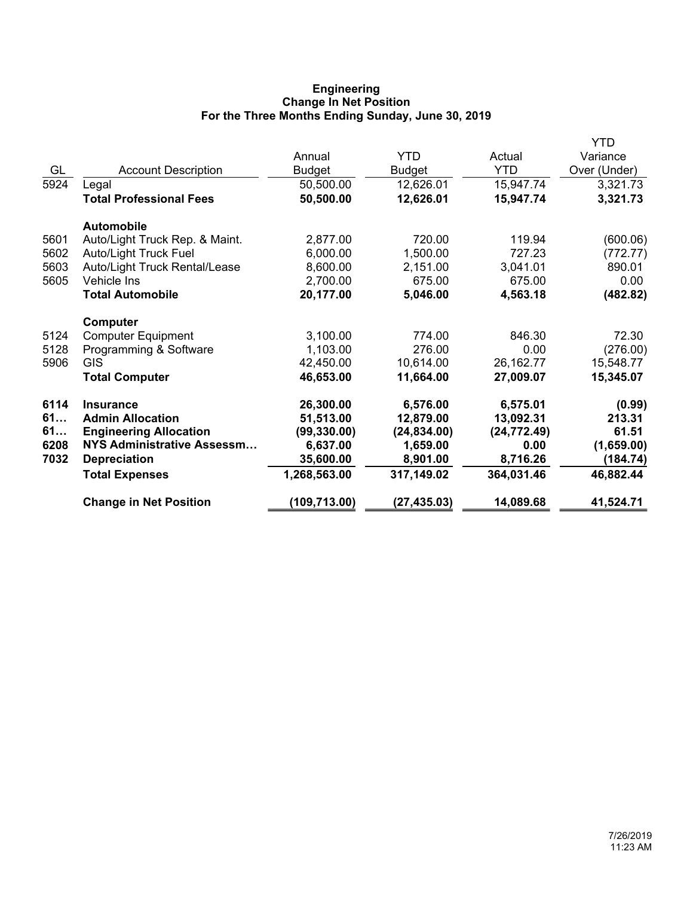**Engineering**
**Change In Net Position**
**For the Three Months Ending Sunday, June 30, 2019**

| GL | Account Description | Annual Budget | YTD Budget | Actual YTD | YTD Variance Over (Under) |
|---|---|---|---|---|---|
| 5924 | Legal | 50,500.00 | 12,626.01 | 15,947.74 | 3,321.73 |
| | **Total Professional Fees** | **50,500.00** | **12,626.01** | **15,947.74** | **3,321.73** |
| | **Automobile** | | | | |
| 5601 | Auto/Light Truck Rep. & Maint. | 2,877.00 | 720.00 | 119.94 | (600.06) |
| 5602 | Auto/Light Truck Fuel | 6,000.00 | 1,500.00 | 727.23 | (772.77) |
| 5603 | Auto/Light Truck Rental/Lease | 8,600.00 | 2,151.00 | 3,041.01 | 890.01 |
| 5605 | Vehicle Ins | 2,700.00 | 675.00 | 675.00 | 0.00 |
| | **Total Automobile** | **20,177.00** | **5,046.00** | **4,563.18** | **(482.82)** |
| | **Computer** | | | | |
| 5124 | Computer Equipment | 3,100.00 | 774.00 | 846.30 | 72.30 |
| 5128 | Programming & Software | 1,103.00 | 276.00 | 0.00 | (276.00) |
| 5906 | GIS | 42,450.00 | 10,614.00 | 26,162.77 | 15,548.77 |
| | **Total Computer** | **46,653.00** | **11,664.00** | **27,009.07** | **15,345.07** |
| **6114** | **Insurance** | **26,300.00** | **6,576.00** | **6,575.01** | **(0.99)** |
| **61…** | **Admin Allocation** | **51,513.00** | **12,879.00** | **13,092.31** | **213.31** |
| **61…** | **Engineering Allocation** | **(99,330.00)** | **(24,834.00)** | **(24,772.49)** | **61.51** |
| **6208** | **NYS Administrative Assessm…** | **6,637.00** | **1,659.00** | **0.00** | **(1,659.00)** |
| **7032** | **Depreciation** | **35,600.00** | **8,901.00** | **8,716.26** | **(184.74)** |
| | **Total Expenses** | **1,268,563.00** | **317,149.02** | **364,031.46** | **46,882.44** |
| | **Change in Net Position** | **(109,713.00)** | **(27,435.03)** | **14,089.68** | **41,524.71** |

7/26/2019
11:23 AM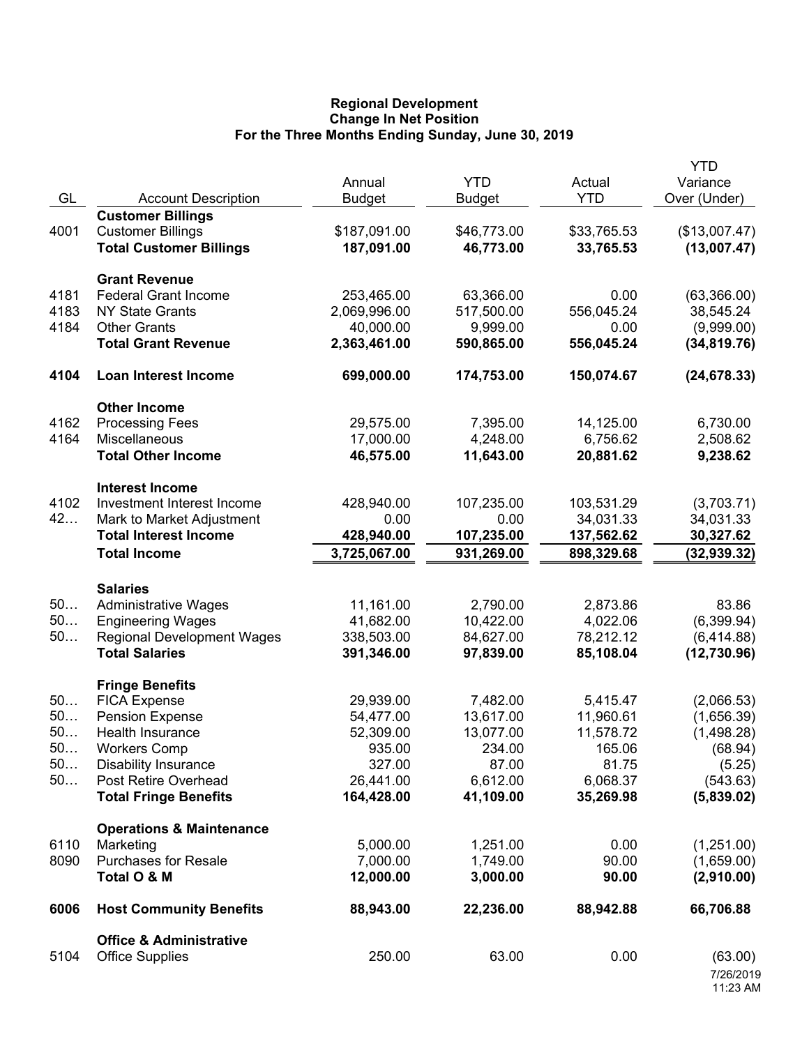**Regional Development**
**Change In Net Position**
**For the Three Months Ending Sunday, June 30, 2019**

| GL | Account Description | Annual Budget | YTD Budget | Actual YTD | YTD Variance Over (Under) |
|---|---|---|---|---|---|
| | **Customer Billings** | | | | |
| 4001 | Customer Billings | $187,091.00 | $46,773.00 | $33,765.53 | ($13,007.47) |
| | **Total Customer Billings** | **187,091.00** | **46,773.00** | **33,765.53** | **(13,007.47)** |
| | **Grant Revenue** | | | | |
| 4181 | Federal Grant Income | 253,465.00 | 63,366.00 | 0.00 | (63,366.00) |
| 4183 | NY State Grants | 2,069,996.00 | 517,500.00 | 556,045.24 | 38,545.24 |
| 4184 | Other Grants | 40,000.00 | 9,999.00 | 0.00 | (9,999.00) |
| | **Total Grant Revenue** | **2,363,461.00** | **590,865.00** | **556,045.24** | **(34,819.76)** |
| **4104** | **Loan Interest Income** | **699,000.00** | **174,753.00** | **150,074.67** | **(24,678.33)** |
| | **Other Income** | | | | |
| 4162 | Processing Fees | 29,575.00 | 7,395.00 | 14,125.00 | 6,730.00 |
| 4164 | Miscellaneous | 17,000.00 | 4,248.00 | 6,756.62 | 2,508.62 |
| | **Total Other Income** | **46,575.00** | **11,643.00** | **20,881.62** | **9,238.62** |
| | **Interest Income** | | | | |
| 4102 | Investment Interest Income | 428,940.00 | 107,235.00 | 103,531.29 | (3,703.71) |
| 42… | Mark to Market Adjustment | 0.00 | 0.00 | 34,031.33 | 34,031.33 |
| | **Total Interest Income** | **428,940.00** | **107,235.00** | **137,562.62** | **30,327.62** |
| | **Total Income** | **3,725,067.00** | **931,269.00** | **898,329.68** | **(32,939.32)** |
| | **Salaries** | | | | |
| 50… | Administrative Wages | 11,161.00 | 2,790.00 | 2,873.86 | 83.86 |
| 50… | Engineering Wages | 41,682.00 | 10,422.00 | 4,022.06 | (6,399.94) |
| 50… | Regional Development Wages | 338,503.00 | 84,627.00 | 78,212.12 | (6,414.88) |
| | **Total Salaries** | **391,346.00** | **97,839.00** | **85,108.04** | **(12,730.96)** |
| | **Fringe Benefits** | | | | |
| 50… | FICA Expense | 29,939.00 | 7,482.00 | 5,415.47 | (2,066.53) |
| 50… | Pension Expense | 54,477.00 | 13,617.00 | 11,960.61 | (1,656.39) |
| 50… | Health Insurance | 52,309.00 | 13,077.00 | 11,578.72 | (1,498.28) |
| 50… | Workers Comp | 935.00 | 234.00 | 165.06 | (68.94) |
| 50… | Disability Insurance | 327.00 | 87.00 | 81.75 | (5.25) |
| 50… | Post Retire Overhead | 26,441.00 | 6,612.00 | 6,068.37 | (543.63) |
| | **Total Fringe Benefits** | **164,428.00** | **41,109.00** | **35,269.98** | **(5,839.02)** |
| | **Operations & Maintenance** | | | | |
| 6110 | Marketing | 5,000.00 | 1,251.00 | 0.00 | (1,251.00) |
| 8090 | Purchases for Resale | 7,000.00 | 1,749.00 | 90.00 | (1,659.00) |
| | **Total O & M** | **12,000.00** | **3,000.00** | **90.00** | **(2,910.00)** |
| **6006** | **Host Community Benefits** | **88,943.00** | **22,236.00** | **88,942.88** | **66,706.88** |
| | **Office & Administrative** | | | | |
| 5104 | Office Supplies | 250.00 | 63.00 | 0.00 | (63.00) |

7/26/2019
11:23 AM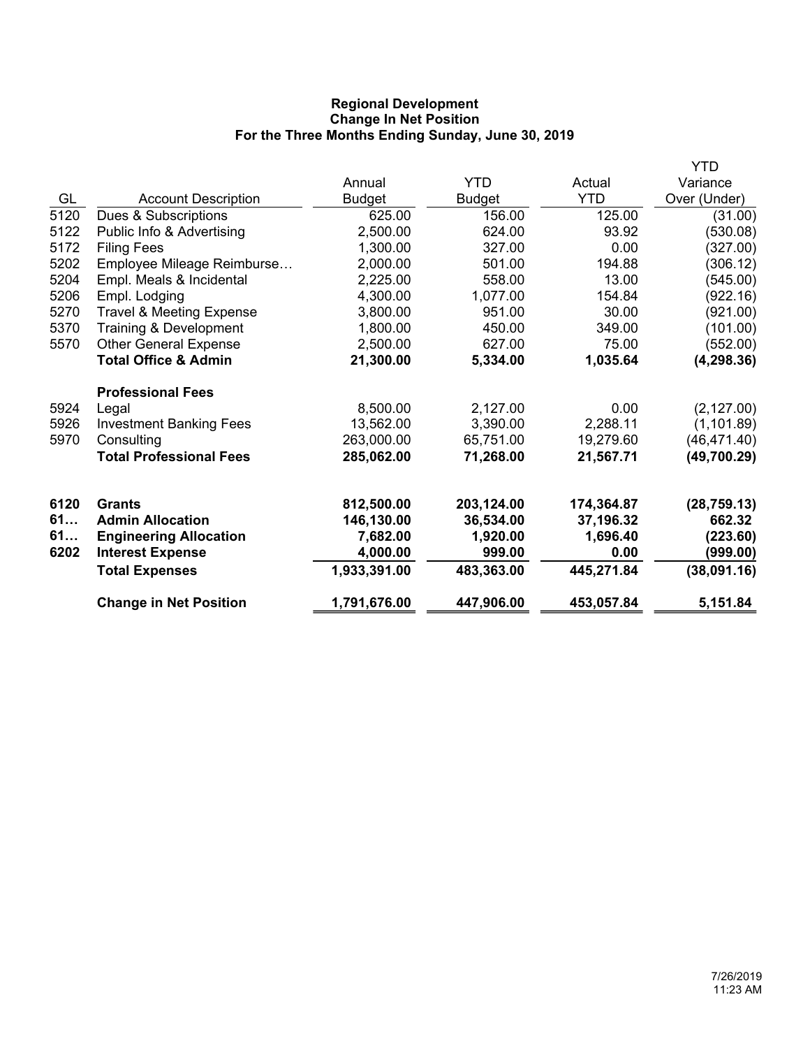**Regional Development**
**Change In Net Position**
**For the Three Months Ending Sunday, June 30, 2019**

| GL | Account Description | Annual Budget | YTD Budget | Actual YTD | YTD Variance Over (Under) |
|---|---|---|---|---|---|
| 5120 | Dues & Subscriptions | 625.00 | 156.00 | 125.00 | (31.00) |
| 5122 | Public Info & Advertising | 2,500.00 | 624.00 | 93.92 | (530.08) |
| 5172 | Filing Fees | 1,300.00 | 327.00 | 0.00 | (327.00) |
| 5202 | Employee Mileage Reimburse… | 2,000.00 | 501.00 | 194.88 | (306.12) |
| 5204 | Empl. Meals & Incidental | 2,225.00 | 558.00 | 13.00 | (545.00) |
| 5206 | Empl. Lodging | 4,300.00 | 1,077.00 | 154.84 | (922.16) |
| 5270 | Travel & Meeting Expense | 3,800.00 | 951.00 | 30.00 | (921.00) |
| 5370 | Training & Development | 1,800.00 | 450.00 | 349.00 | (101.00) |
| 5570 | Other General Expense | 2,500.00 | 627.00 | 75.00 | (552.00) |
| | **Total Office & Admin** | **21,300.00** | **5,334.00** | **1,035.64** | **(4,298.36)** |
| | **Professional Fees** | | | | |
| 5924 | Legal | 8,500.00 | 2,127.00 | 0.00 | (2,127.00) |
| 5926 | Investment Banking Fees | 13,562.00 | 3,390.00 | 2,288.11 | (1,101.89) |
| 5970 | Consulting | 263,000.00 | 65,751.00 | 19,279.60 | (46,471.40) |
| | **Total Professional Fees** | **285,062.00** | **71,268.00** | **21,567.71** | **(49,700.29)** |
| **6120** | **Grants** | **812,500.00** | **203,124.00** | **174,364.87** | **(28,759.13)** |
| **61…** | **Admin Allocation** | **146,130.00** | **36,534.00** | **37,196.32** | **662.32** |
| **61…** | **Engineering Allocation** | **7,682.00** | **1,920.00** | **1,696.40** | **(223.60)** |
| **6202** | **Interest Expense** | **4,000.00** | **999.00** | **0.00** | **(999.00)** |
| | **Total Expenses** | **1,933,391.00** | **483,363.00** | **445,271.84** | **(38,091.16)** |
| | **Change in Net Position** | **1,791,676.00** | **447,906.00** | **453,057.84** | **5,151.84** |

7/26/2019
11:23 AM